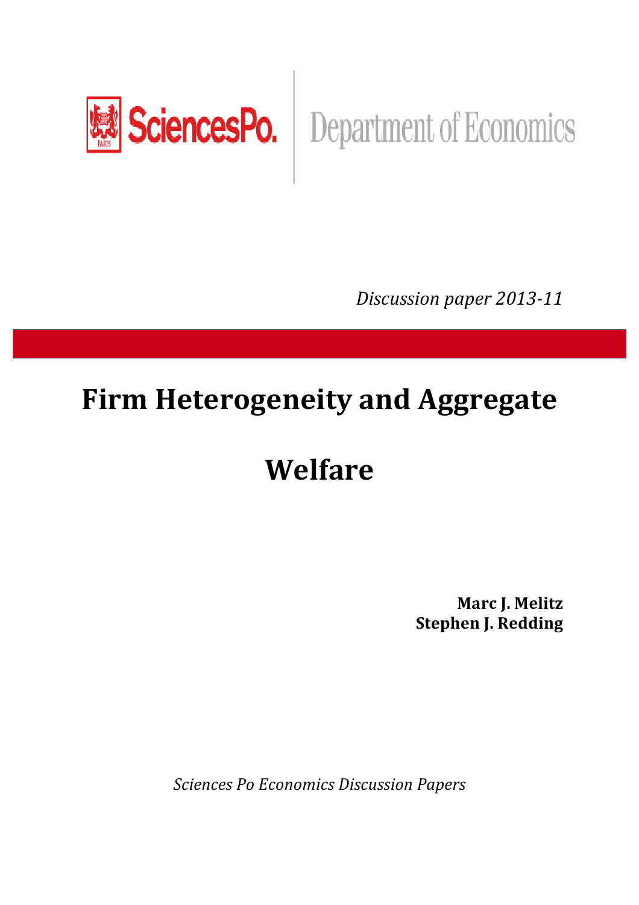SciencesPo. | Department of Economics

*Discussion paper 2013-11*

# Firm Heterogeneity and Aggregate Welfare

**Marc J. Melitz**
**Stephen J. Redding**

*Sciences Po Economics Discussion Papers*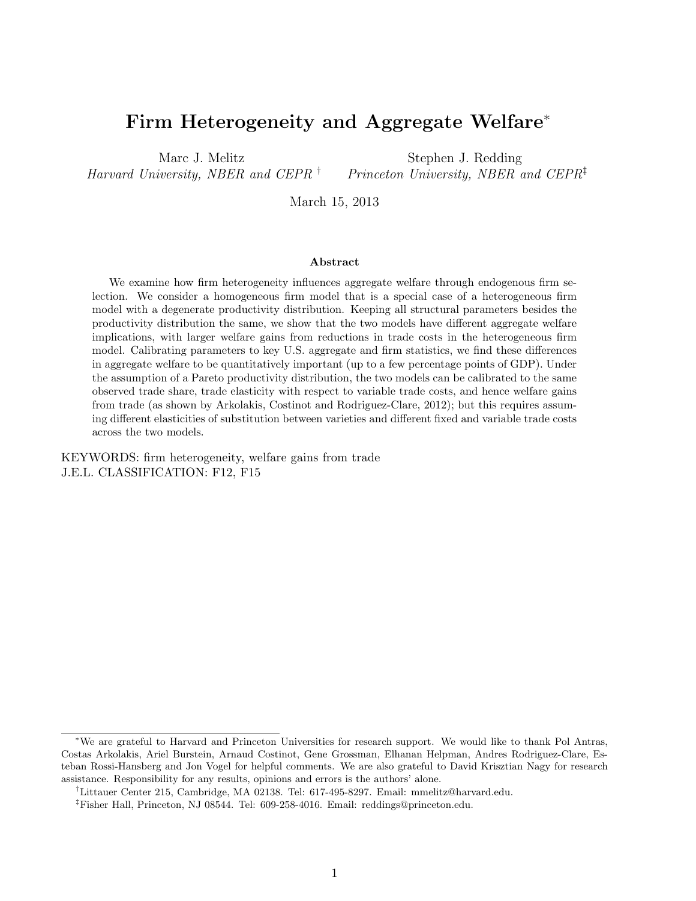# Firm Heterogeneity and Aggregate Welfare[*]

Marc J. Melitz
*Harvard University, NBER and CEPR* [†]

Stephen J. Redding
*Princeton University, NBER and CEPR*[‡]

March 15, 2013

### Abstract

We examine how firm heterogeneity influences aggregate welfare through endogenous firm selection. We consider a homogeneous firm model that is a special case of a heterogeneous firm model with a degenerate productivity distribution. Keeping all structural parameters besides the productivity distribution the same, we show that the two models have different aggregate welfare implications, with larger welfare gains from reductions in trade costs in the heterogeneous firm model. Calibrating parameters to key U.S. aggregate and firm statistics, we find these differences in aggregate welfare to be quantitatively important (up to a few percentage points of GDP). Under the assumption of a Pareto productivity distribution, the two models can be calibrated to the same observed trade share, trade elasticity with respect to variable trade costs, and hence welfare gains from trade (as shown by Arkolakis, Costinot and Rodriguez-Clare, 2012); but this requires assuming different elasticities of substitution between varieties and different fixed and variable trade costs across the two models.

KEYWORDS: firm heterogeneity, welfare gains from trade
J.E.L. CLASSIFICATION: F12, F15

---

[*]We are grateful to Harvard and Princeton Universities for research support. We would like to thank Pol Antras, Costas Arkolakis, Ariel Burstein, Arnaud Costinot, Gene Grossman, Elhanan Helpman, Andres Rodriguez-Clare, Esteban Rossi-Hansberg and Jon Vogel for helpful comments. We are also grateful to David Krisztian Nagy for research assistance. Responsibility for any results, opinions and errors is the authors' alone.

[†]Littauer Center 215, Cambridge, MA 02138. Tel: 617-495-8297. Email: mmelitz@harvard.edu.

[‡]Fisher Hall, Princeton, NJ 08544. Tel: 609-258-4016. Email: reddings@princeton.edu.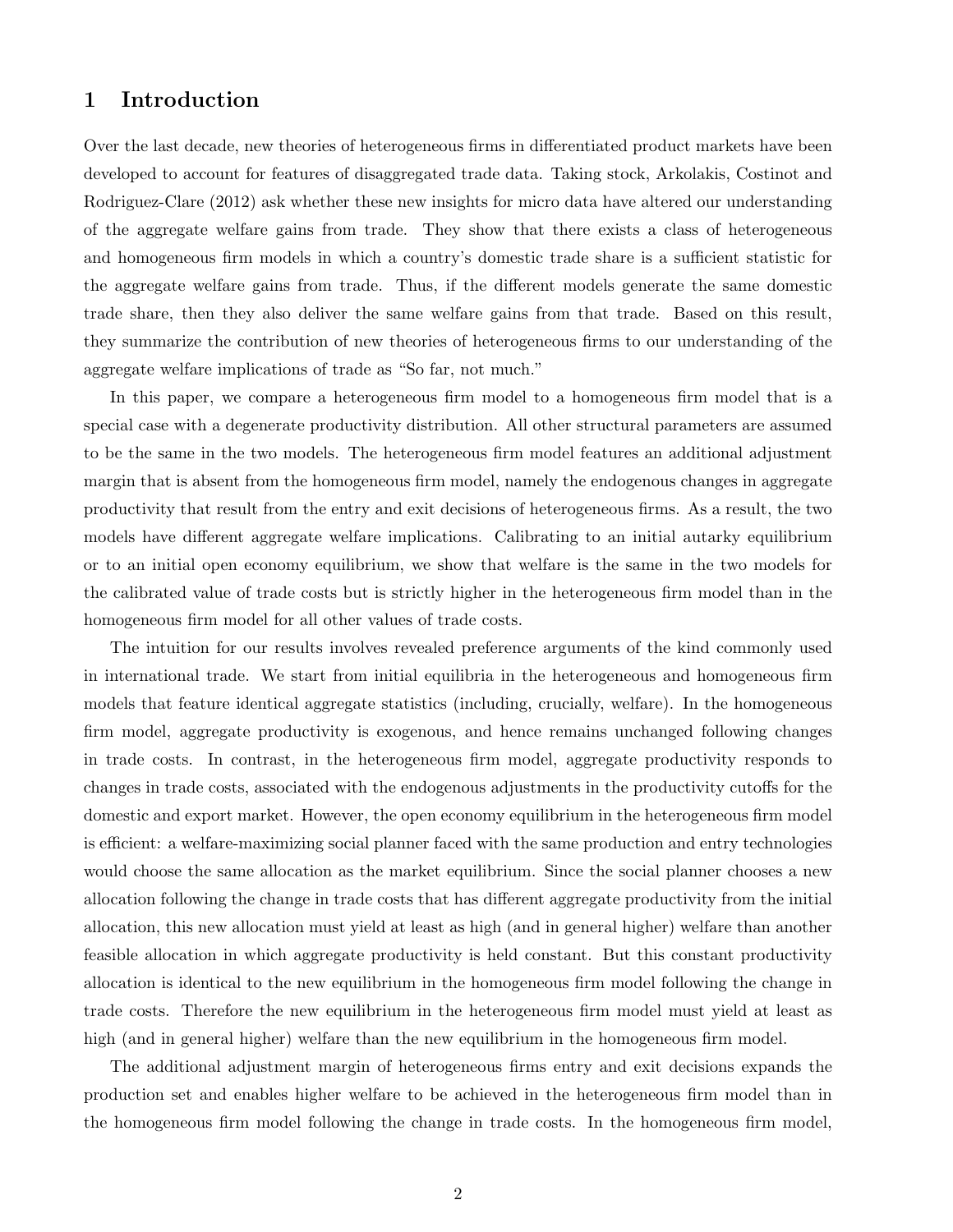# 1 Introduction

Over the last decade, new theories of heterogeneous firms in differentiated product markets have been developed to account for features of disaggregated trade data. Taking stock, Arkolakis, Costinot and Rodriguez-Clare (2012) ask whether these new insights for micro data have altered our understanding of the aggregate welfare gains from trade. They show that there exists a class of heterogeneous and homogeneous firm models in which a country's domestic trade share is a sufficient statistic for the aggregate welfare gains from trade. Thus, if the different models generate the same domestic trade share, then they also deliver the same welfare gains from that trade. Based on this result, they summarize the contribution of new theories of heterogeneous firms to our understanding of the aggregate welfare implications of trade as "So far, not much."

In this paper, we compare a heterogeneous firm model to a homogeneous firm model that is a special case with a degenerate productivity distribution. All other structural parameters are assumed to be the same in the two models. The heterogeneous firm model features an additional adjustment margin that is absent from the homogeneous firm model, namely the endogenous changes in aggregate productivity that result from the entry and exit decisions of heterogeneous firms. As a result, the two models have different aggregate welfare implications. Calibrating to an initial autarky equilibrium or to an initial open economy equilibrium, we show that welfare is the same in the two models for the calibrated value of trade costs but is strictly higher in the heterogeneous firm model than in the homogeneous firm model for all other values of trade costs.

The intuition for our results involves revealed preference arguments of the kind commonly used in international trade. We start from initial equilibria in the heterogeneous and homogeneous firm models that feature identical aggregate statistics (including, crucially, welfare). In the homogeneous firm model, aggregate productivity is exogenous, and hence remains unchanged following changes in trade costs. In contrast, in the heterogeneous firm model, aggregate productivity responds to changes in trade costs, associated with the endogenous adjustments in the productivity cutoffs for the domestic and export market. However, the open economy equilibrium in the heterogeneous firm model is efficient: a welfare-maximizing social planner faced with the same production and entry technologies would choose the same allocation as the market equilibrium. Since the social planner chooses a new allocation following the change in trade costs that has different aggregate productivity from the initial allocation, this new allocation must yield at least as high (and in general higher) welfare than another feasible allocation in which aggregate productivity is held constant. But this constant productivity allocation is identical to the new equilibrium in the homogeneous firm model following the change in trade costs. Therefore the new equilibrium in the heterogeneous firm model must yield at least as high (and in general higher) welfare than the new equilibrium in the homogeneous firm model.

The additional adjustment margin of heterogeneous firms entry and exit decisions expands the production set and enables higher welfare to be achieved in the heterogeneous firm model than in the homogeneous firm model following the change in trade costs. In the homogeneous firm model,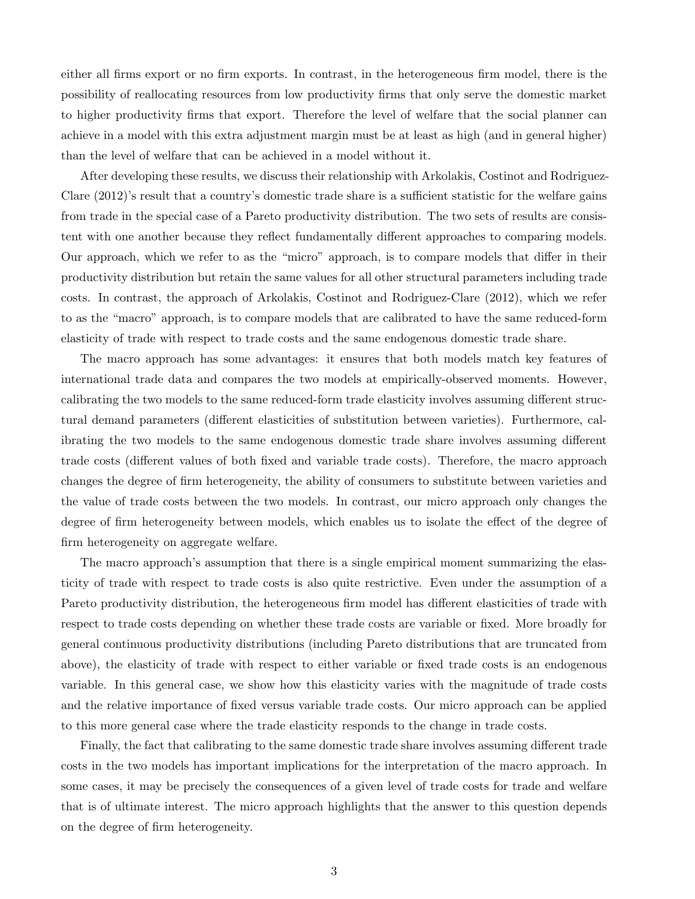either all firms export or no firm exports. In contrast, in the heterogeneous firm model, there is the possibility of reallocating resources from low productivity firms that only serve the domestic market to higher productivity firms that export. Therefore the level of welfare that the social planner can achieve in a model with this extra adjustment margin must be at least as high (and in general higher) than the level of welfare that can be achieved in a model without it.

After developing these results, we discuss their relationship with Arkolakis, Costinot and Rodriguez-Clare (2012)'s result that a country's domestic trade share is a sufficient statistic for the welfare gains from trade in the special case of a Pareto productivity distribution. The two sets of results are consistent with one another because they reflect fundamentally different approaches to comparing models. Our approach, which we refer to as the "micro" approach, is to compare models that differ in their productivity distribution but retain the same values for all other structural parameters including trade costs. In contrast, the approach of Arkolakis, Costinot and Rodriguez-Clare (2012), which we refer to as the "macro" approach, is to compare models that are calibrated to have the same reduced-form elasticity of trade with respect to trade costs and the same endogenous domestic trade share.

The macro approach has some advantages: it ensures that both models match key features of international trade data and compares the two models at empirically-observed moments. However, calibrating the two models to the same reduced-form trade elasticity involves assuming different structural demand parameters (different elasticities of substitution between varieties). Furthermore, calibrating the two models to the same endogenous domestic trade share involves assuming different trade costs (different values of both fixed and variable trade costs). Therefore, the macro approach changes the degree of firm heterogeneity, the ability of consumers to substitute between varieties and the value of trade costs between the two models. In contrast, our micro approach only changes the degree of firm heterogeneity between models, which enables us to isolate the effect of the degree of firm heterogeneity on aggregate welfare.

The macro approach's assumption that there is a single empirical moment summarizing the elasticity of trade with respect to trade costs is also quite restrictive. Even under the assumption of a Pareto productivity distribution, the heterogeneous firm model has different elasticities of trade with respect to trade costs depending on whether these trade costs are variable or fixed. More broadly for general continuous productivity distributions (including Pareto distributions that are truncated from above), the elasticity of trade with respect to either variable or fixed trade costs is an endogenous variable. In this general case, we show how this elasticity varies with the magnitude of trade costs and the relative importance of fixed versus variable trade costs. Our micro approach can be applied to this more general case where the trade elasticity responds to the change in trade costs.

Finally, the fact that calibrating to the same domestic trade share involves assuming different trade costs in the two models has important implications for the interpretation of the macro approach. In some cases, it may be precisely the consequences of a given level of trade costs for trade and welfare that is of ultimate interest. The micro approach highlights that the answer to this question depends on the degree of firm heterogeneity.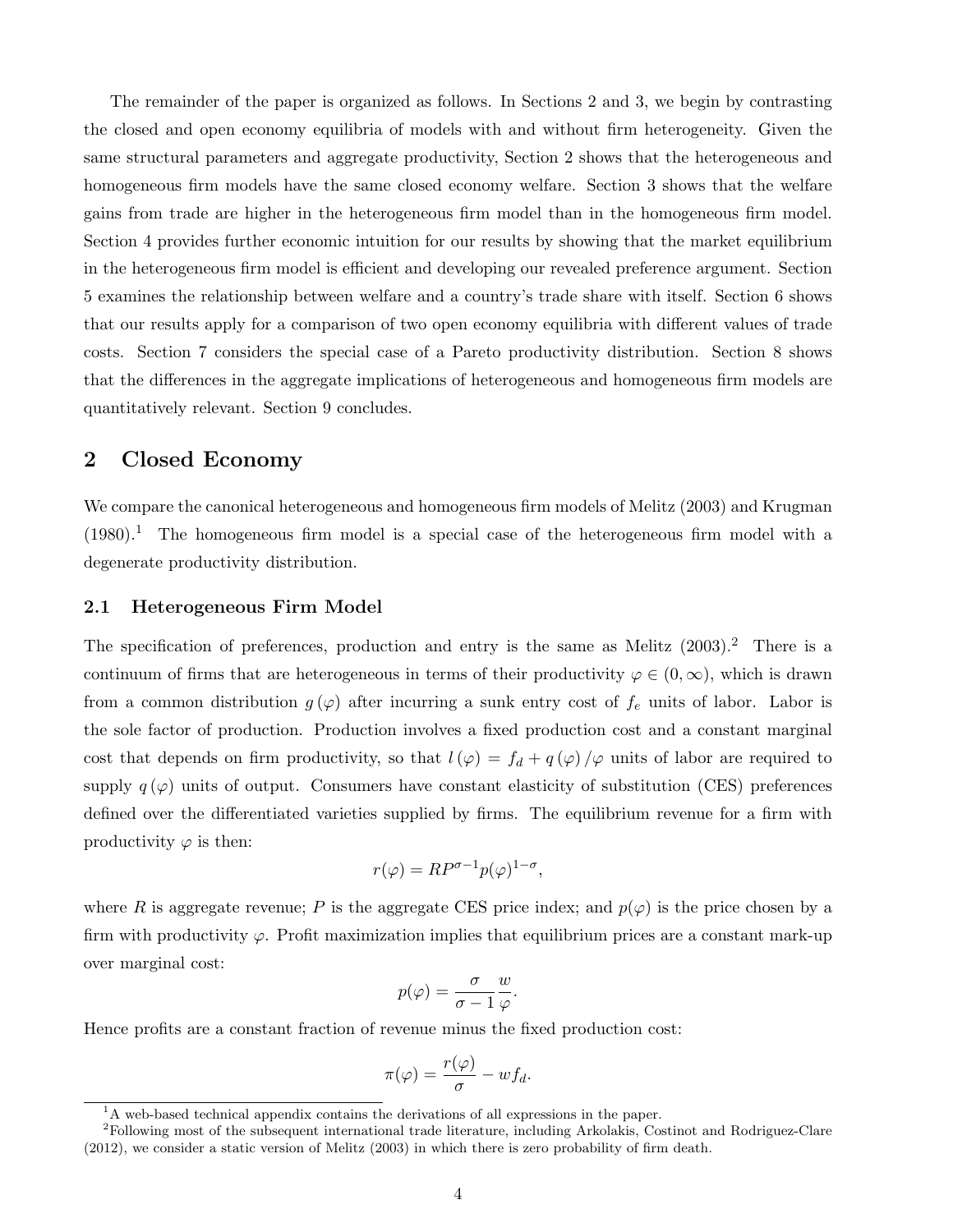The remainder of the paper is organized as follows. In Sections 2 and 3, we begin by contrasting the closed and open economy equilibria of models with and without firm heterogeneity. Given the same structural parameters and aggregate productivity, Section 2 shows that the heterogeneous and homogeneous firm models have the same closed economy welfare. Section 3 shows that the welfare gains from trade are higher in the heterogeneous firm model than in the homogeneous firm model. Section 4 provides further economic intuition for our results by showing that the market equilibrium in the heterogeneous firm model is efficient and developing our revealed preference argument. Section 5 examines the relationship between welfare and a country's trade share with itself. Section 6 shows that our results apply for a comparison of two open economy equilibria with different values of trade costs. Section 7 considers the special case of a Pareto productivity distribution. Section 8 shows that the differences in the aggregate implications of heterogeneous and homogeneous firm models are quantitatively relevant. Section 9 concludes.

## 2 Closed Economy

We compare the canonical heterogeneous and homogeneous firm models of Melitz (2003) and Krugman (1980).[1] The homogeneous firm model is a special case of the heterogeneous firm model with a degenerate productivity distribution.

### 2.1 Heterogeneous Firm Model

The specification of preferences, production and entry is the same as Melitz (2003).[2] There is a continuum of firms that are heterogeneous in terms of their productivity $\varphi \in (0, \infty)$, which is drawn from a common distribution $g(\varphi)$ after incurring a sunk entry cost of $f_e$ units of labor. Labor is the sole factor of production. Production involves a fixed production cost and a constant marginal cost that depends on firm productivity, so that $l(\varphi) = f_d + q(\varphi)/\varphi$ units of labor are required to supply $q(\varphi)$ units of output. Consumers have constant elasticity of substitution (CES) preferences defined over the differentiated varieties supplied by firms. The equilibrium revenue for a firm with productivity $\varphi$ is then:

$$r(\varphi) = RP^{\sigma-1}p(\varphi)^{1-\sigma},$$

where $R$ is aggregate revenue; $P$ is the aggregate CES price index; and $p(\varphi)$ is the price chosen by a firm with productivity $\varphi$. Profit maximization implies that equilibrium prices are a constant mark-up over marginal cost:

$$p(\varphi) = \frac{\sigma}{\sigma-1}\frac{w}{\varphi}.$$

Hence profits are a constant fraction of revenue minus the fixed production cost:

$$\pi(\varphi) = \frac{r(\varphi)}{\sigma} - wf_d.$$

[1] A web-based technical appendix contains the derivations of all expressions in the paper.

[2] Following most of the subsequent international trade literature, including Arkolakis, Costinot and Rodriguez-Clare (2012), we consider a static version of Melitz (2003) in which there is zero probability of firm death.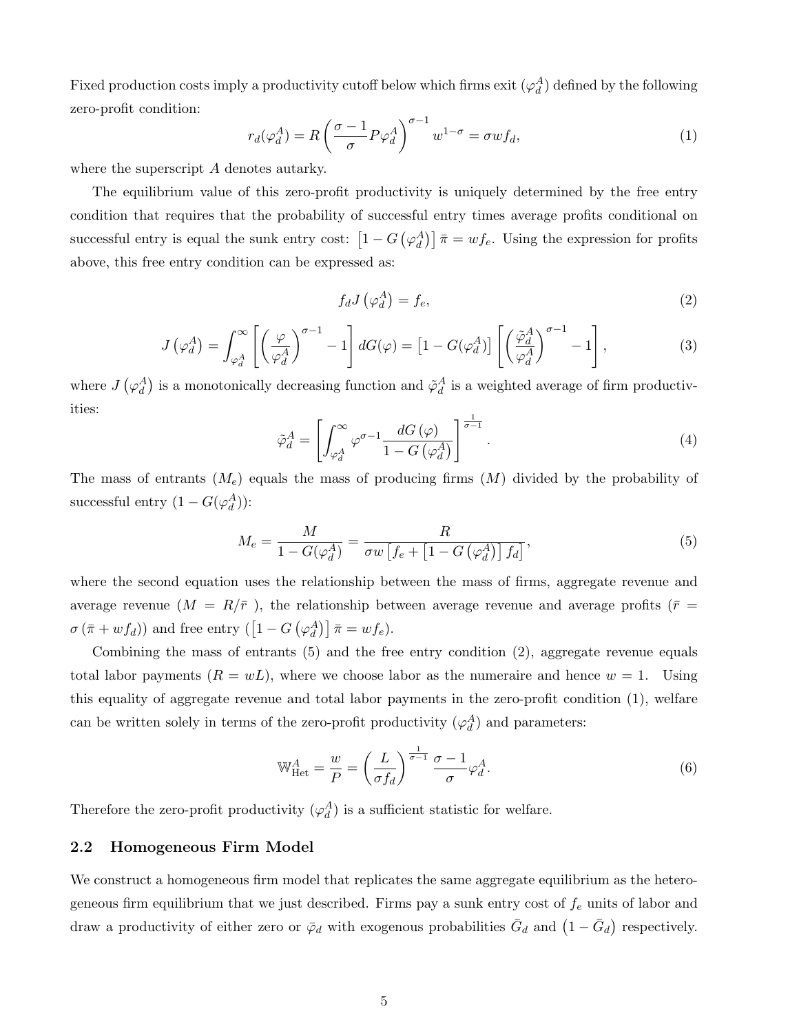Fixed production costs imply a productivity cutoff below which firms exit ($\varphi_d^A$) defined by the following zero-profit condition:

$$r_d(\varphi_d^A) = R\left(\frac{\sigma-1}{\sigma}P\varphi_d^A\right)^{\sigma-1} w^{1-\sigma} = \sigma w f_d, \tag{1}$$

where the superscript $A$ denotes autarky.

The equilibrium value of this zero-profit productivity is uniquely determined by the free entry condition that requires that the probability of successful entry times average profits conditional on successful entry is equal the sunk entry cost: $\left[1 - G\left(\varphi_d^A\right)\right]\bar{\pi} = w f_e$. Using the expression for profits above, this free entry condition can be expressed as:

$$f_d J\left(\varphi_d^A\right) = f_e, \tag{2}$$

$$J\left(\varphi_d^A\right) = \int_{\varphi_d^A}^{\infty}\left[\left(\frac{\varphi}{\varphi_d^A}\right)^{\sigma-1} - 1\right]dG(\varphi) = \left[1 - G(\varphi_d^A)\right]\left[\left(\frac{\tilde{\varphi}_d^A}{\varphi_d^A}\right)^{\sigma-1} - 1\right], \tag{3}$$

where $J\left(\varphi_d^A\right)$ is a monotonically decreasing function and $\tilde{\varphi}_d^A$ is a weighted average of firm productivities:

$$\tilde{\varphi}_d^A = \left[\int_{\varphi_d^A}^{\infty}\varphi^{\sigma-1}\frac{dG\left(\varphi\right)}{1 - G\left(\varphi_d^A\right)}\right]^{\frac{1}{\sigma-1}}. \tag{4}$$

The mass of entrants ($M_e$) equals the mass of producing firms ($M$) divided by the probability of successful entry ($1 - G(\varphi_d^A)$):

$$M_e = \frac{M}{1 - G(\varphi_d^A)} = \frac{R}{\sigma w\left[f_e + \left[1 - G\left(\varphi_d^A\right)\right]f_d\right]}, \tag{5}$$

where the second equation uses the relationship between the mass of firms, aggregate revenue and average revenue ($M = R/\bar{r}$ ), the relationship between average revenue and average profits ($\bar{r} = \sigma\left(\bar{\pi} + w f_d\right)$) and free entry ($\left[1 - G\left(\varphi_d^A\right)\right]\bar{\pi} = w f_e$).

Combining the mass of entrants (5) and the free entry condition (2), aggregate revenue equals total labor payments ($R = wL$), where we choose labor as the numeraire and hence $w = 1$. Using this equality of aggregate revenue and total labor payments in the zero-profit condition (1), welfare can be written solely in terms of the zero-profit productivity ($\varphi_d^A$) and parameters:

$$\mathbb{W}_{\text{Het}}^A = \frac{w}{P} = \left(\frac{L}{\sigma f_d}\right)^{\frac{1}{\sigma-1}}\frac{\sigma-1}{\sigma}\varphi_d^A. \tag{6}$$

Therefore the zero-profit productivity ($\varphi_d^A$) is a sufficient statistic for welfare.

## 2.2 Homogeneous Firm Model

We construct a homogeneous firm model that replicates the same aggregate equilibrium as the heterogeneous firm equilibrium that we just described. Firms pay a sunk entry cost of $f_e$ units of labor and draw a productivity of either zero or $\bar{\varphi}_d$ with exogenous probabilities $\bar{G}_d$ and $\left(1 - \bar{G}_d\right)$ respectively.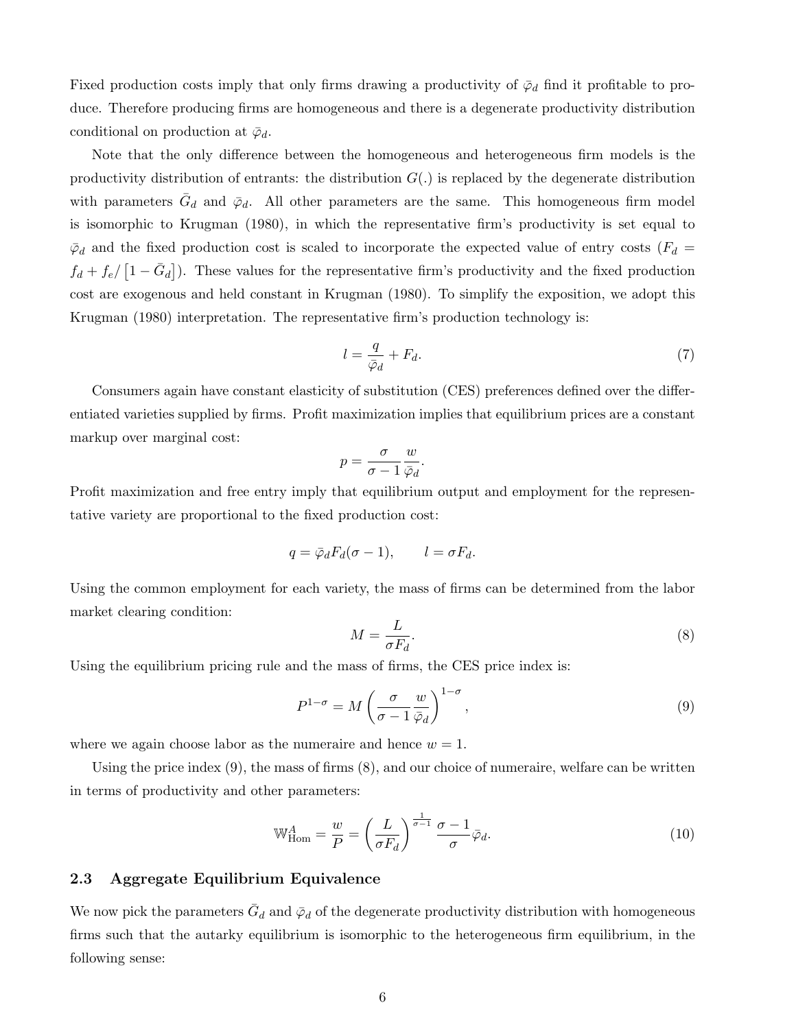Fixed production costs imply that only firms drawing a productivity of $\bar{\varphi}_d$ find it profitable to produce. Therefore producing firms are homogeneous and there is a degenerate productivity distribution conditional on production at $\bar{\varphi}_d$.

Note that the only difference between the homogeneous and heterogeneous firm models is the productivity distribution of entrants: the distribution $G(.)$ is replaced by the degenerate distribution with parameters $\bar{G}_d$ and $\bar{\varphi}_d$. All other parameters are the same. This homogeneous firm model is isomorphic to Krugman (1980), in which the representative firm's productivity is set equal to $\bar{\varphi}_d$ and the fixed production cost is scaled to incorporate the expected value of entry costs ($F_d = f_d + f_e/\left[1 - \bar{G}_d\right]$). These values for the representative firm's productivity and the fixed production cost are exogenous and held constant in Krugman (1980). To simplify the exposition, we adopt this Krugman (1980) interpretation. The representative firm's production technology is:

$$l = \frac{q}{\bar{\varphi}_d} + F_d. \tag{7}$$

Consumers again have constant elasticity of substitution (CES) preferences defined over the differentiated varieties supplied by firms. Profit maximization implies that equilibrium prices are a constant markup over marginal cost:

$$p = \frac{\sigma}{\sigma - 1}\frac{w}{\bar{\varphi}_d}.$$

Profit maximization and free entry imply that equilibrium output and employment for the representative variety are proportional to the fixed production cost:

$$q = \bar{\varphi}_d F_d(\sigma - 1), \qquad l = \sigma F_d.$$

Using the common employment for each variety, the mass of firms can be determined from the labor market clearing condition:

$$M = \frac{L}{\sigma F_d}. \tag{8}$$

Using the equilibrium pricing rule and the mass of firms, the CES price index is:

$$P^{1-\sigma} = M\left(\frac{\sigma}{\sigma - 1}\frac{w}{\bar{\varphi}_d}\right)^{1-\sigma}, \tag{9}$$

where we again choose labor as the numeraire and hence $w = 1$.

Using the price index (9), the mass of firms (8), and our choice of numeraire, welfare can be written in terms of productivity and other parameters:

$$\mathbb{W}^A_{\text{Hom}} = \frac{w}{P} = \left(\frac{L}{\sigma F_d}\right)^{\frac{1}{\sigma-1}}\frac{\sigma - 1}{\sigma}\bar{\varphi}_d. \tag{10}$$

### 2.3 Aggregate Equilibrium Equivalence

We now pick the parameters $\bar{G}_d$ and $\bar{\varphi}_d$ of the degenerate productivity distribution with homogeneous firms such that the autarky equilibrium is isomorphic to the heterogeneous firm equilibrium, in the following sense: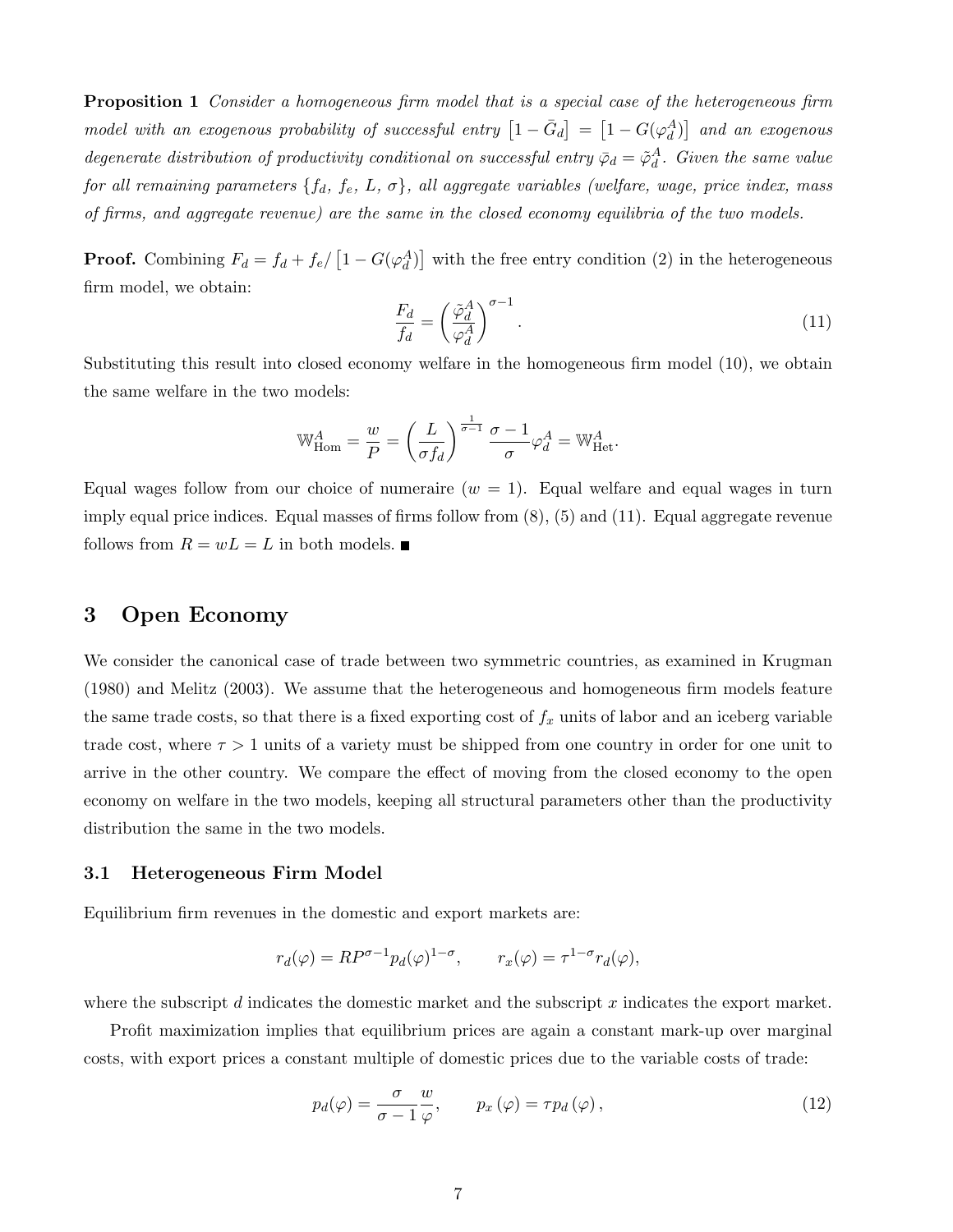**Proposition 1** *Consider a homogeneous firm model that is a special case of the heterogeneous firm model with an exogenous probability of successful entry $\left[1-\bar{G}_d\right] = \left[1-G(\varphi_d^A)\right]$ and an exogenous degenerate distribution of productivity conditional on successful entry $\bar{\varphi}_d = \tilde{\varphi}_d^A$. Given the same value for all remaining parameters $\{f_d,\, f_e,\, L,\, \sigma\}$, all aggregate variables (welfare, wage, price index, mass of firms, and aggregate revenue) are the same in the closed economy equilibria of the two models.*

**Proof.** Combining $F_d = f_d + f_e / \left[1 - G(\varphi_d^A)\right]$ with the free entry condition (2) in the heterogeneous firm model, we obtain:

$$\frac{F_d}{f_d} = \left(\frac{\tilde{\varphi}_d^A}{\varphi_d^A}\right)^{\sigma-1}. \tag{11}$$

Substituting this result into closed economy welfare in the homogeneous firm model (10), we obtain the same welfare in the two models:

$$\mathbb{W}_{\text{Hom}}^A = \frac{w}{P} = \left(\frac{L}{\sigma f_d}\right)^{\frac{1}{\sigma-1}} \frac{\sigma-1}{\sigma} \varphi_d^A = \mathbb{W}_{\text{Het}}^A.$$

Equal wages follow from our choice of numeraire ($w = 1$). Equal welfare and equal wages in turn imply equal price indices. Equal masses of firms follow from (8), (5) and (11). Equal aggregate revenue follows from $R = wL = L$ in both models. ∎

# 3 Open Economy

We consider the canonical case of trade between two symmetric countries, as examined in Krugman (1980) and Melitz (2003). We assume that the heterogeneous and homogeneous firm models feature the same trade costs, so that there is a fixed exporting cost of $f_x$ units of labor and an iceberg variable trade cost, where $\tau > 1$ units of a variety must be shipped from one country in order for one unit to arrive in the other country. We compare the effect of moving from the closed economy to the open economy on welfare in the two models, keeping all structural parameters other than the productivity distribution the same in the two models.

## 3.1 Heterogeneous Firm Model

Equilibrium firm revenues in the domestic and export markets are:

$$r_d(\varphi) = RP^{\sigma-1} p_d(\varphi)^{1-\sigma}, \qquad r_x(\varphi) = \tau^{1-\sigma} r_d(\varphi),$$

where the subscript $d$ indicates the domestic market and the subscript $x$ indicates the export market.

Profit maximization implies that equilibrium prices are again a constant mark-up over marginal costs, with export prices a constant multiple of domestic prices due to the variable costs of trade:

$$p_d(\varphi) = \frac{\sigma}{\sigma-1}\frac{w}{\varphi}, \qquad p_x(\varphi) = \tau p_d(\varphi), \tag{12}$$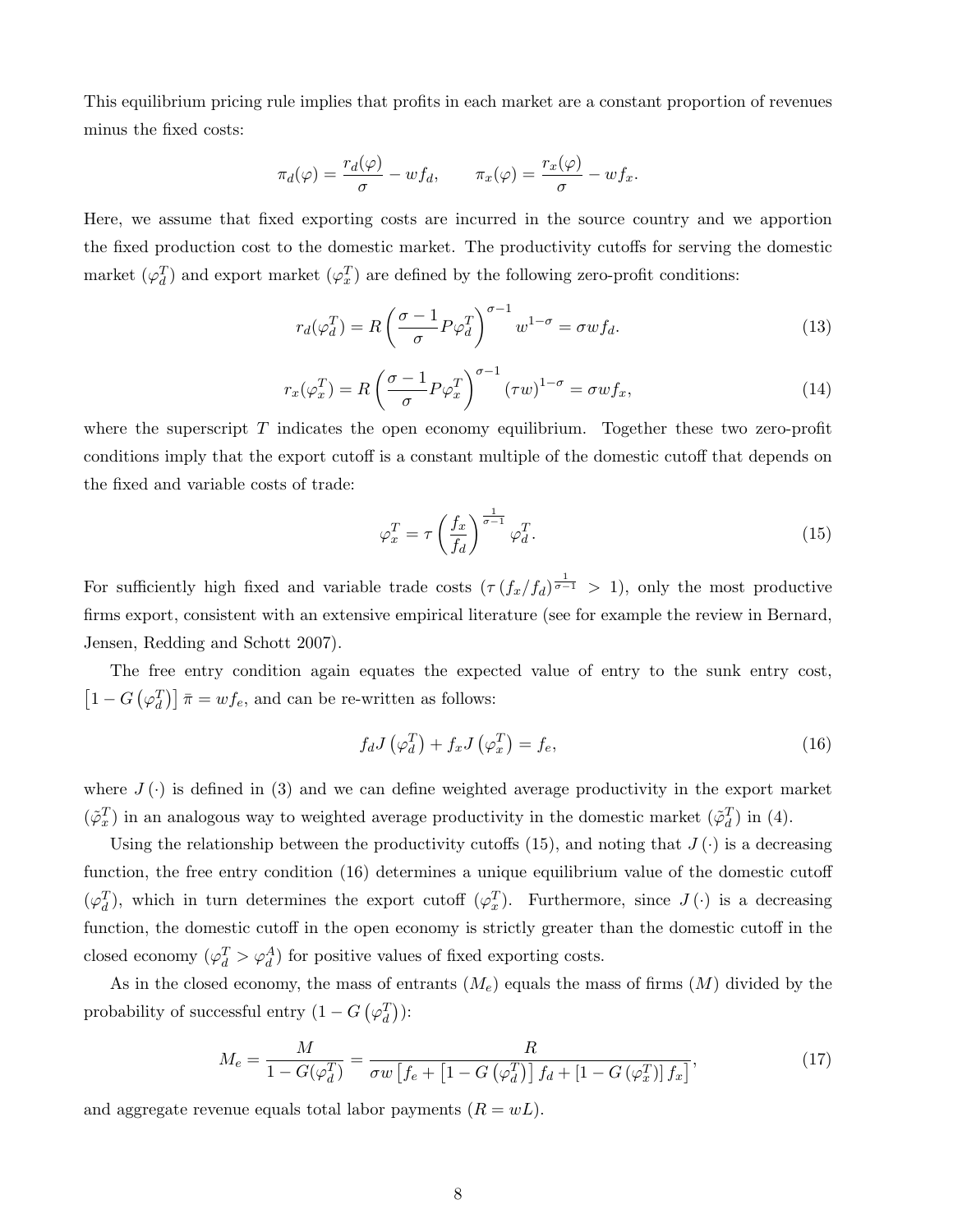This equilibrium pricing rule implies that profits in each market are a constant proportion of revenues minus the fixed costs:

$$\pi_d(\varphi) = \frac{r_d(\varphi)}{\sigma} - wf_d, \qquad \pi_x(\varphi) = \frac{r_x(\varphi)}{\sigma} - wf_x.$$

Here, we assume that fixed exporting costs are incurred in the source country and we apportion the fixed production cost to the domestic market. The productivity cutoffs for serving the domestic market ($\varphi_d^T$) and export market ($\varphi_x^T$) are defined by the following zero-profit conditions:

$$r_d(\varphi_d^T) = R\left(\frac{\sigma-1}{\sigma}P\varphi_d^T\right)^{\sigma-1} w^{1-\sigma} = \sigma w f_d. \tag{13}$$

$$r_x(\varphi_x^T) = R\left(\frac{\sigma-1}{\sigma}P\varphi_x^T\right)^{\sigma-1} (\tau w)^{1-\sigma} = \sigma w f_x, \tag{14}$$

where the superscript $T$ indicates the open economy equilibrium. Together these two zero-profit conditions imply that the export cutoff is a constant multiple of the domestic cutoff that depends on the fixed and variable costs of trade:

$$\varphi_x^T = \tau \left(\frac{f_x}{f_d}\right)^{\frac{1}{\sigma-1}} \varphi_d^T. \tag{15}$$

For sufficiently high fixed and variable trade costs ($\tau\left(f_x/f_d\right)^{\frac{1}{\sigma-1}} > 1$), only the most productive firms export, consistent with an extensive empirical literature (see for example the review in Bernard, Jensen, Redding and Schott 2007).

The free entry condition again equates the expected value of entry to the sunk entry cost, $\left[1 - G\left(\varphi_d^T\right)\right]\bar{\pi} = wf_e$, and can be re-written as follows:

$$f_d J\left(\varphi_d^T\right) + f_x J\left(\varphi_x^T\right) = f_e, \tag{16}$$

where $J(\cdot)$ is defined in (3) and we can define weighted average productivity in the export market ($\tilde{\varphi}_x^T$) in an analogous way to weighted average productivity in the domestic market ($\tilde{\varphi}_d^T$) in (4).

Using the relationship between the productivity cutoffs (15), and noting that $J(\cdot)$ is a decreasing function, the free entry condition (16) determines a unique equilibrium value of the domestic cutoff ($\varphi_d^T$), which in turn determines the export cutoff ($\varphi_x^T$). Furthermore, since $J(\cdot)$ is a decreasing function, the domestic cutoff in the open economy is strictly greater than the domestic cutoff in the closed economy ($\varphi_d^T > \varphi_d^A$) for positive values of fixed exporting costs.

As in the closed economy, the mass of entrants ($M_e$) equals the mass of firms ($M$) divided by the probability of successful entry ($1 - G\left(\varphi_d^T\right)$):

$$M_e = \frac{M}{1 - G(\varphi_d^T)} = \frac{R}{\sigma w\left[f_e + \left[1 - G\left(\varphi_d^T\right)\right] f_d + \left[1 - G\left(\varphi_x^T\right)\right] f_x\right]}, \tag{17}$$

and aggregate revenue equals total labor payments ($R = wL$).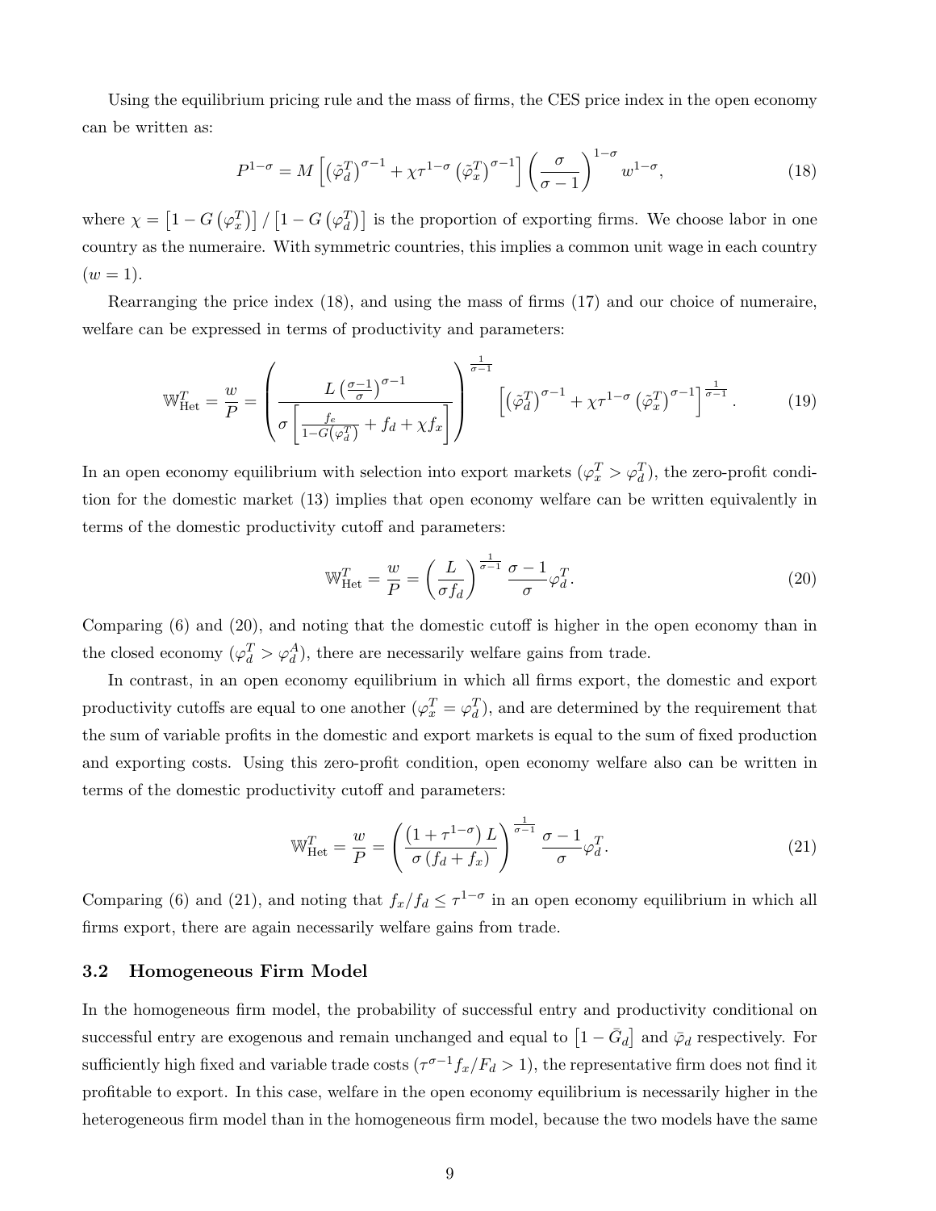Using the equilibrium pricing rule and the mass of firms, the CES price index in the open economy can be written as:

$$P^{1-\sigma} = M\left[\left(\tilde{\varphi}_d^T\right)^{\sigma-1} + \chi\tau^{1-\sigma}\left(\tilde{\varphi}_x^T\right)^{\sigma-1}\right]\left(\frac{\sigma}{\sigma-1}\right)^{1-\sigma} w^{1-\sigma}, \tag{18}$$

where $\chi = \left[1 - G\left(\varphi_x^T\right)\right] / \left[1 - G\left(\varphi_d^T\right)\right]$ is the proportion of exporting firms. We choose labor in one country as the numeraire. With symmetric countries, this implies a common unit wage in each country ($w = 1$).

Rearranging the price index (18), and using the mass of firms (17) and our choice of numeraire, welfare can be expressed in terms of productivity and parameters:

$$\mathbb{W}_{\text{Het}}^T = \frac{w}{P} = \left(\frac{L\left(\frac{\sigma-1}{\sigma}\right)^{\sigma-1}}{\sigma\left[\frac{f_e}{1-G\left(\varphi_d^T\right)} + f_d + \chi f_x\right]}\right)^{\frac{1}{\sigma-1}} \left[\left(\tilde{\varphi}_d^T\right)^{\sigma-1} + \chi\tau^{1-\sigma}\left(\tilde{\varphi}_x^T\right)^{\sigma-1}\right]^{\frac{1}{\sigma-1}}. \tag{19}$$

In an open economy equilibrium with selection into export markets ($\varphi_x^T > \varphi_d^T$), the zero-profit condition for the domestic market (13) implies that open economy welfare can be written equivalently in terms of the domestic productivity cutoff and parameters:

$$\mathbb{W}_{\text{Het}}^T = \frac{w}{P} = \left(\frac{L}{\sigma f_d}\right)^{\frac{1}{\sigma-1}} \frac{\sigma-1}{\sigma}\varphi_d^T. \tag{20}$$

Comparing (6) and (20), and noting that the domestic cutoff is higher in the open economy than in the closed economy ($\varphi_d^T > \varphi_d^A$), there are necessarily welfare gains from trade.

In contrast, in an open economy equilibrium in which all firms export, the domestic and export productivity cutoffs are equal to one another ($\varphi_x^T = \varphi_d^T$), and are determined by the requirement that the sum of variable profits in the domestic and export markets is equal to the sum of fixed production and exporting costs. Using this zero-profit condition, open economy welfare also can be written in terms of the domestic productivity cutoff and parameters:

$$\mathbb{W}_{\text{Het}}^T = \frac{w}{P} = \left(\frac{\left(1+\tau^{1-\sigma}\right)L}{\sigma\left(f_d + f_x\right)}\right)^{\frac{1}{\sigma-1}} \frac{\sigma-1}{\sigma}\varphi_d^T. \tag{21}$$

Comparing (6) and (21), and noting that $f_x/f_d \leq \tau^{1-\sigma}$ in an open economy equilibrium in which all firms export, there are again necessarily welfare gains from trade.

### 3.2 Homogeneous Firm Model

In the homogeneous firm model, the probability of successful entry and productivity conditional on successful entry are exogenous and remain unchanged and equal to $\left[1 - \bar{G}_d\right]$ and $\bar{\varphi}_d$ respectively. For sufficiently high fixed and variable trade costs ($\tau^{\sigma-1}f_x/F_d > 1$), the representative firm does not find it profitable to export. In this case, welfare in the open economy equilibrium is necessarily higher in the heterogeneous firm model than in the homogeneous firm model, because the two models have the same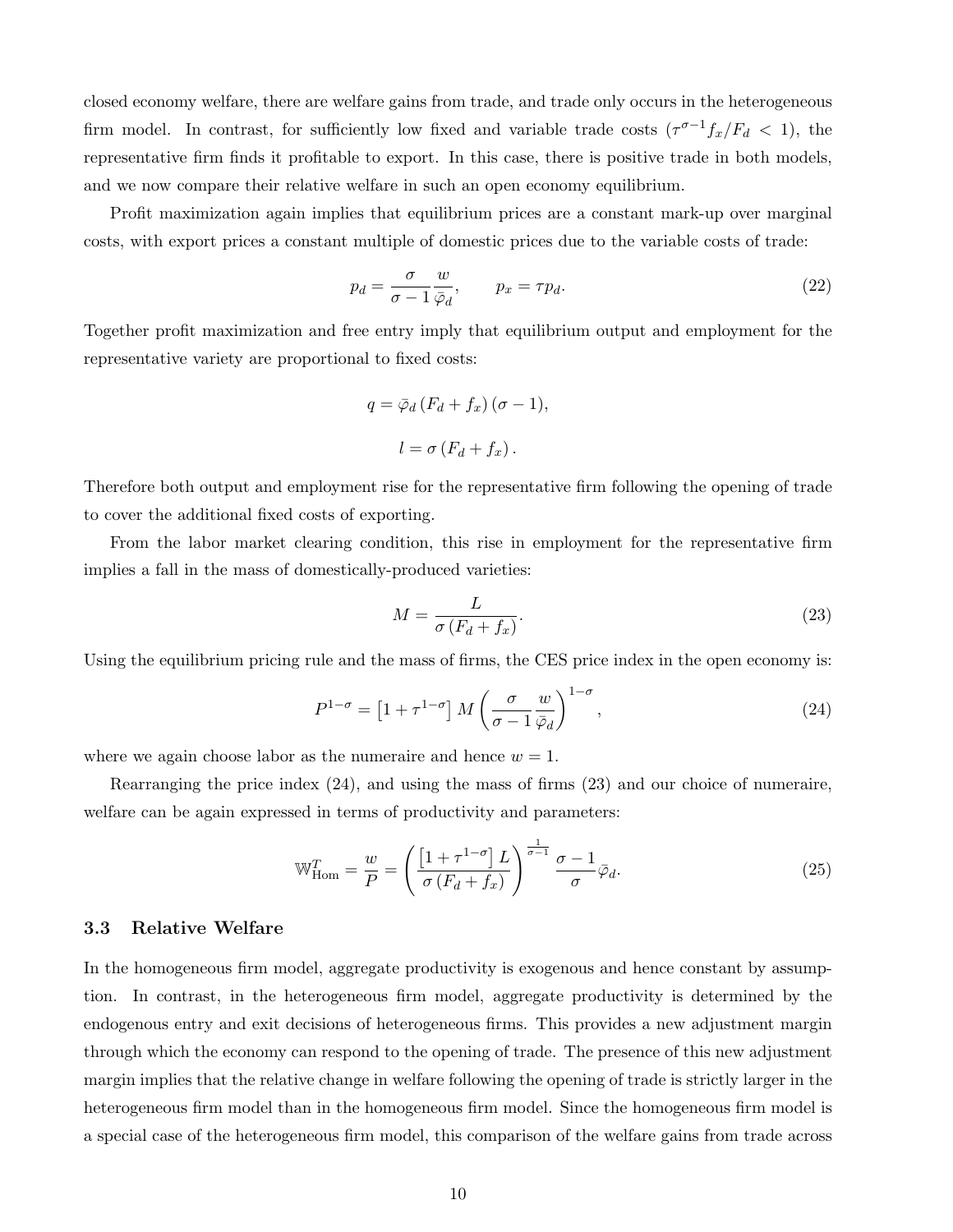closed economy welfare, there are welfare gains from trade, and trade only occurs in the heterogeneous firm model. In contrast, for sufficiently low fixed and variable trade costs ($\tau^{\sigma-1} f_x / F_d < 1$), the representative firm finds it profitable to export. In this case, there is positive trade in both models, and we now compare their relative welfare in such an open economy equilibrium.

Profit maximization again implies that equilibrium prices are a constant mark-up over marginal costs, with export prices a constant multiple of domestic prices due to the variable costs of trade:

$$p_d = \frac{\sigma}{\sigma - 1} \frac{w}{\bar{\varphi}_d}, \qquad p_x = \tau p_d. \tag{22}$$

Together profit maximization and free entry imply that equilibrium output and employment for the representative variety are proportional to fixed costs:

$$q = \bar{\varphi}_d \left(F_d + f_x\right)(\sigma - 1),$$

$$l = \sigma \left(F_d + f_x\right).$$

Therefore both output and employment rise for the representative firm following the opening of trade to cover the additional fixed costs of exporting.

From the labor market clearing condition, this rise in employment for the representative firm implies a fall in the mass of domestically-produced varieties:

$$M = \frac{L}{\sigma \left(F_d + f_x\right)}. \tag{23}$$

Using the equilibrium pricing rule and the mass of firms, the CES price index in the open economy is:

$$P^{1-\sigma} = \left[1 + \tau^{1-\sigma}\right] M \left(\frac{\sigma}{\sigma - 1} \frac{w}{\bar{\varphi}_d}\right)^{1-\sigma}, \tag{24}$$

where we again choose labor as the numeraire and hence $w = 1$.

Rearranging the price index (24), and using the mass of firms (23) and our choice of numeraire, welfare can be again expressed in terms of productivity and parameters:

$$\mathbb{W}^T_{\text{Hom}} = \frac{w}{P} = \left(\frac{\left[1 + \tau^{1-\sigma}\right] L}{\sigma \left(F_d + f_x\right)}\right)^{\frac{1}{\sigma-1}} \frac{\sigma - 1}{\sigma} \bar{\varphi}_d. \tag{25}$$

### 3.3 Relative Welfare

In the homogeneous firm model, aggregate productivity is exogenous and hence constant by assumption. In contrast, in the heterogeneous firm model, aggregate productivity is determined by the endogenous entry and exit decisions of heterogeneous firms. This provides a new adjustment margin through which the economy can respond to the opening of trade. The presence of this new adjustment margin implies that the relative change in welfare following the opening of trade is strictly larger in the heterogeneous firm model than in the homogeneous firm model. Since the homogeneous firm model is a special case of the heterogeneous firm model, this comparison of the welfare gains from trade across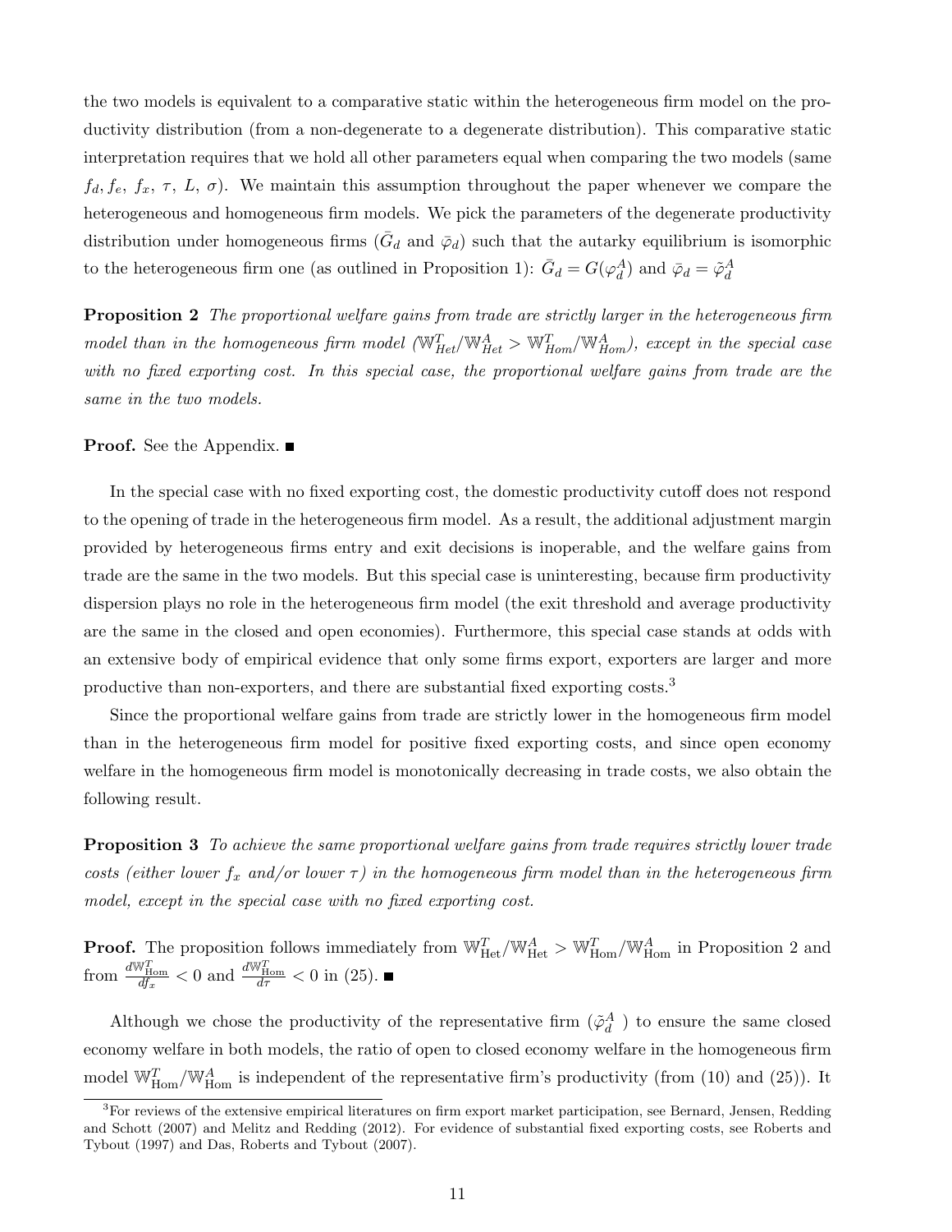the two models is equivalent to a comparative static within the heterogeneous firm model on the productivity distribution (from a non-degenerate to a degenerate distribution). This comparative static interpretation requires that we hold all other parameters equal when comparing the two models (same $f_d, f_e, f_x, \tau, L, \sigma$). We maintain this assumption throughout the paper whenever we compare the heterogeneous and homogeneous firm models. We pick the parameters of the degenerate productivity distribution under homogeneous firms ($\bar{G}_d$ and $\bar{\varphi}_d$) such that the autarky equilibrium is isomorphic to the heterogeneous firm one (as outlined in Proposition 1): $\bar{G}_d = G(\varphi_d^A)$ and $\bar{\varphi}_d = \tilde{\varphi}_d^A$

**Proposition 2** *The proportional welfare gains from trade are strictly larger in the heterogeneous firm model than in the homogeneous firm model ($\mathbb{W}_{Het}^T/\mathbb{W}_{Het}^A > \mathbb{W}_{Hom}^T/\mathbb{W}_{Hom}^A$), except in the special case with no fixed exporting cost. In this special case, the proportional welfare gains from trade are the same in the two models.*

**Proof.** See the Appendix. ■

In the special case with no fixed exporting cost, the domestic productivity cutoff does not respond to the opening of trade in the heterogeneous firm model. As a result, the additional adjustment margin provided by heterogeneous firms entry and exit decisions is inoperable, and the welfare gains from trade are the same in the two models. But this special case is uninteresting, because firm productivity dispersion plays no role in the heterogeneous firm model (the exit threshold and average productivity are the same in the closed and open economies). Furthermore, this special case stands at odds with an extensive body of empirical evidence that only some firms export, exporters are larger and more productive than non-exporters, and there are substantial fixed exporting costs.[3]

Since the proportional welfare gains from trade are strictly lower in the homogeneous firm model than in the heterogeneous firm model for positive fixed exporting costs, and since open economy welfare in the homogeneous firm model is monotonically decreasing in trade costs, we also obtain the following result.

**Proposition 3** *To achieve the same proportional welfare gains from trade requires strictly lower trade costs (either lower $f_x$ and/or lower $\tau$) in the homogeneous firm model than in the heterogeneous firm model, except in the special case with no fixed exporting cost.*

**Proof.** The proposition follows immediately from $\mathbb{W}_{\text{Het}}^T/\mathbb{W}_{\text{Het}}^A > \mathbb{W}_{\text{Hom}}^T/\mathbb{W}_{\text{Hom}}^A$ in Proposition 2 and from $\frac{d\mathbb{W}_{\text{Hom}}^T}{df_x} < 0$ and $\frac{d\mathbb{W}_{\text{Hom}}^T}{d\tau} < 0$ in (25). ■

Although we chose the productivity of the representative firm ($\tilde{\varphi}_d^A$ ) to ensure the same closed economy welfare in both models, the ratio of open to closed economy welfare in the homogeneous firm model $\mathbb{W}_{\text{Hom}}^T/\mathbb{W}_{\text{Hom}}^A$ is independent of the representative firm's productivity (from (10) and (25)). It

[3]For reviews of the extensive empirical literatures on firm export market participation, see Bernard, Jensen, Redding and Schott (2007) and Melitz and Redding (2012). For evidence of substantial fixed exporting costs, see Roberts and Tybout (1997) and Das, Roberts and Tybout (2007).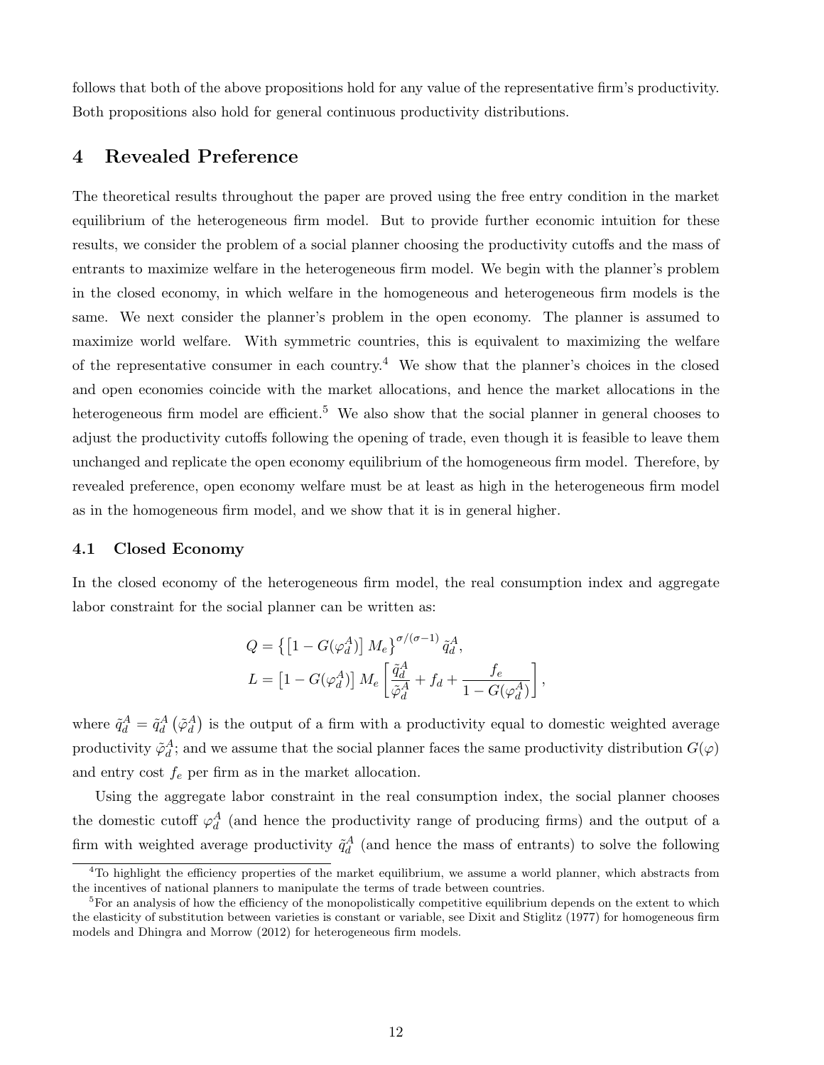follows that both of the above propositions hold for any value of the representative firm's productivity. Both propositions also hold for general continuous productivity distributions.

# 4 Revealed Preference

The theoretical results throughout the paper are proved using the free entry condition in the market equilibrium of the heterogeneous firm model. But to provide further economic intuition for these results, we consider the problem of a social planner choosing the productivity cutoffs and the mass of entrants to maximize welfare in the heterogeneous firm model. We begin with the planner's problem in the closed economy, in which welfare in the homogeneous and heterogeneous firm models is the same. We next consider the planner's problem in the open economy. The planner is assumed to maximize world welfare. With symmetric countries, this is equivalent to maximizing the welfare of the representative consumer in each country.[4] We show that the planner's choices in the closed and open economies coincide with the market allocations, and hence the market allocations in the heterogeneous firm model are efficient.[5] We also show that the social planner in general chooses to adjust the productivity cutoffs following the opening of trade, even though it is feasible to leave them unchanged and replicate the open economy equilibrium of the homogeneous firm model. Therefore, by revealed preference, open economy welfare must be at least as high in the heterogeneous firm model as in the homogeneous firm model, and we show that it is in general higher.

## 4.1 Closed Economy

In the closed economy of the heterogeneous firm model, the real consumption index and aggregate labor constraint for the social planner can be written as:

$$Q = \left\{ \left[1 - G(\varphi_d^A)\right] M_e \right\}^{\sigma/(\sigma-1)} \tilde{q}_d^A,$$
$$L = \left[1 - G(\varphi_d^A)\right] M_e \left[ \frac{\tilde{q}_d^A}{\tilde{\varphi}_d^A} + f_d + \frac{f_e}{1 - G(\varphi_d^A)} \right],$$

where $\tilde{q}_d^A = \tilde{q}_d^A \left(\tilde{\varphi}_d^A\right)$ is the output of a firm with a productivity equal to domestic weighted average productivity $\tilde{\varphi}_d^A$; and we assume that the social planner faces the same productivity distribution $G(\varphi)$ and entry cost $f_e$ per firm as in the market allocation.

Using the aggregate labor constraint in the real consumption index, the social planner chooses the domestic cutoff $\varphi_d^A$ (and hence the productivity range of producing firms) and the output of a firm with weighted average productivity $\tilde{q}_d^A$ (and hence the mass of entrants) to solve the following

[4] To highlight the efficiency properties of the market equilibrium, we assume a world planner, which abstracts from the incentives of national planners to manipulate the terms of trade between countries.

[5] For an analysis of how the efficiency of the monopolistically competitive equilibrium depends on the extent to which the elasticity of substitution between varieties is constant or variable, see Dixit and Stiglitz (1977) for homogeneous firm models and Dhingra and Morrow (2012) for heterogeneous firm models.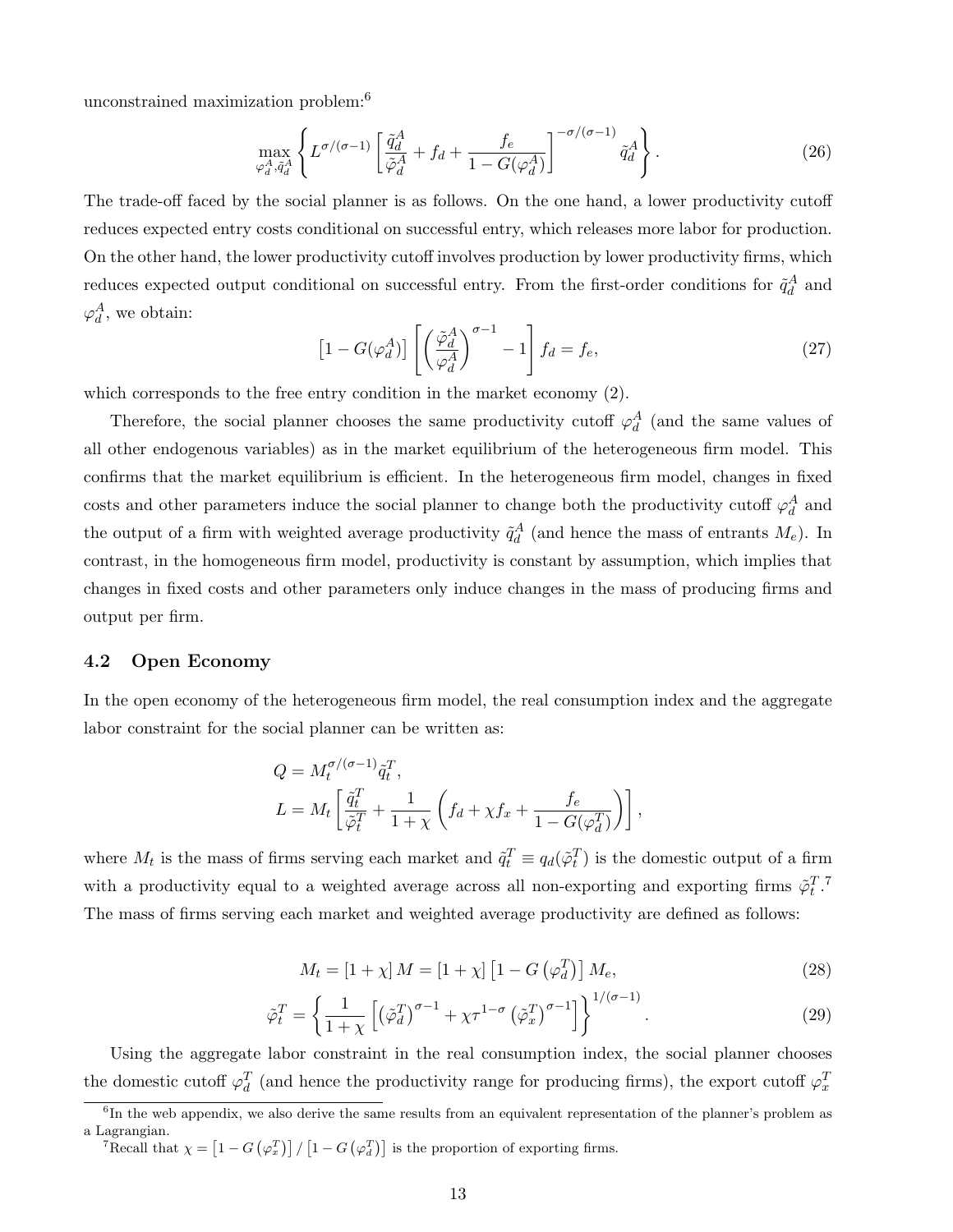unconstrained maximization problem:[6]

$$\max_{\varphi_d^A, \tilde{q}_d^A} \left\{ L^{\sigma/(\sigma-1)} \left[ \frac{\tilde{q}_d^A}{\tilde{\varphi}_d^A} + f_d + \frac{f_e}{1 - G(\varphi_d^A)} \right]^{-\sigma/(\sigma-1)} \tilde{q}_d^A \right\}. \tag{26}$$

The trade-off faced by the social planner is as follows. On the one hand, a lower productivity cutoff reduces expected entry costs conditional on successful entry, which releases more labor for production. On the other hand, the lower productivity cutoff involves production by lower productivity firms, which reduces expected output conditional on successful entry. From the first-order conditions for $\tilde{q}_d^A$ and $\varphi_d^A$, we obtain:

$$\left[1 - G(\varphi_d^A)\right] \left[ \left( \frac{\tilde{\varphi}_d^A}{\varphi_d^A} \right)^{\sigma-1} - 1 \right] f_d = f_e, \tag{27}$$

which corresponds to the free entry condition in the market economy (2).

Therefore, the social planner chooses the same productivity cutoff $\varphi_d^A$ (and the same values of all other endogenous variables) as in the market equilibrium of the heterogeneous firm model. This confirms that the market equilibrium is efficient. In the heterogeneous firm model, changes in fixed costs and other parameters induce the social planner to change both the productivity cutoff $\varphi_d^A$ and the output of a firm with weighted average productivity $\tilde{q}_d^A$ (and hence the mass of entrants $M_e$). In contrast, in the homogeneous firm model, productivity is constant by assumption, which implies that changes in fixed costs and other parameters only induce changes in the mass of producing firms and output per firm.

## 4.2 Open Economy

In the open economy of the heterogeneous firm model, the real consumption index and the aggregate labor constraint for the social planner can be written as:

$$Q = M_t^{\sigma/(\sigma-1)} \tilde{q}_t^T,$$
$$L = M_t \left[ \frac{\tilde{q}_t^T}{\tilde{\varphi}_t^T} + \frac{1}{1+\chi} \left( f_d + \chi f_x + \frac{f_e}{1 - G(\varphi_d^T)} \right) \right],$$

where $M_t$ is the mass of firms serving each market and $\tilde{q}_t^T \equiv q_d(\tilde{\varphi}_t^T)$ is the domestic output of a firm with a productivity equal to a weighted average across all non-exporting and exporting firms $\tilde{\varphi}_t^T$.[7] The mass of firms serving each market and weighted average productivity are defined as follows:

$$M_t = [1 + \chi] M = [1 + \chi] \left[1 - G\left(\varphi_d^T\right)\right] M_e, \tag{28}$$

$$\tilde{\varphi}_t^T = \left\{ \frac{1}{1+\chi} \left[ \left(\tilde{\varphi}_d^T\right)^{\sigma-1} + \chi \tau^{1-\sigma} \left(\tilde{\varphi}_x^T\right)^{\sigma-1} \right] \right\}^{1/(\sigma-1)}. \tag{29}$$

Using the aggregate labor constraint in the real consumption index, the social planner chooses the domestic cutoff $\varphi_d^T$ (and hence the productivity range for producing firms), the export cutoff $\varphi_x^T$

[6] In the web appendix, we also derive the same results from an equivalent representation of the planner's problem as a Lagrangian.

[7] Recall that $\chi = \left[1 - G\left(\varphi_x^T\right)\right] / \left[1 - G\left(\varphi_d^T\right)\right]$ is the proportion of exporting firms.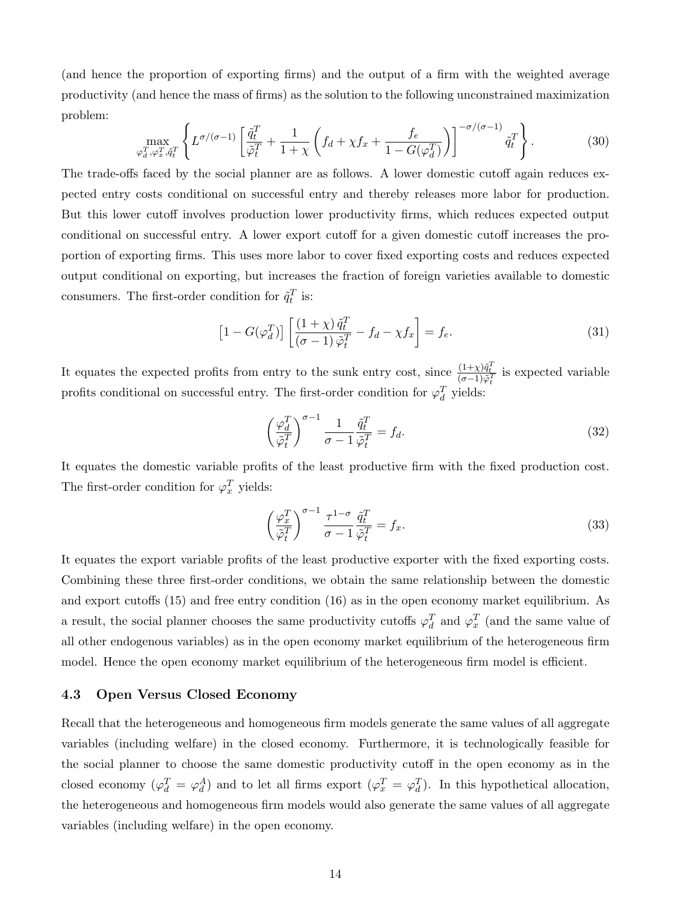(and hence the proportion of exporting firms) and the output of a firm with the weighted average productivity (and hence the mass of firms) as the solution to the following unconstrained maximization problem:

$$\max_{\varphi_d^T, \varphi_x^T, \tilde{q}_t^T} \left\{ L^{\sigma/(\sigma-1)} \left[ \frac{\tilde{q}_t^T}{\tilde{\varphi}_t^T} + \frac{1}{1+\chi} \left( f_d + \chi f_x + \frac{f_e}{1 - G(\varphi_d^T)} \right) \right]^{-\sigma/(\sigma-1)} \tilde{q}_t^T \right\}. \tag{30}$$

The trade-offs faced by the social planner are as follows. A lower domestic cutoff again reduces expected entry costs conditional on successful entry and thereby releases more labor for production. But this lower cutoff involves production lower productivity firms, which reduces expected output conditional on successful entry. A lower export cutoff for a given domestic cutoff increases the proportion of exporting firms. This uses more labor to cover fixed exporting costs and reduces expected output conditional on exporting, but increases the fraction of foreign varieties available to domestic consumers. The first-order condition for $\tilde{q}_t^T$ is:

$$\left[1 - G(\varphi_d^T)\right] \left[ \frac{(1+\chi)\, \tilde{q}_t^T}{(\sigma - 1)\, \tilde{\varphi}_t^T} - f_d - \chi f_x \right] = f_e. \tag{31}$$

It equates the expected profits from entry to the sunk entry cost, since $\frac{(1+\chi)\tilde{q}_t^T}{(\sigma-1)\tilde{\varphi}_t^T}$ is expected variable profits conditional on successful entry. The first-order condition for $\varphi_d^T$ yields:

$$\left( \frac{\varphi_d^T}{\tilde{\varphi}_t^T} \right)^{\sigma-1} \frac{1}{\sigma - 1} \frac{\tilde{q}_t^T}{\tilde{\varphi}_t^T} = f_d. \tag{32}$$

It equates the domestic variable profits of the least productive firm with the fixed production cost. The first-order condition for $\varphi_x^T$ yields:

$$\left( \frac{\varphi_x^T}{\tilde{\varphi}_t^T} \right)^{\sigma-1} \frac{\tau^{1-\sigma}}{\sigma - 1} \frac{\tilde{q}_t^T}{\tilde{\varphi}_t^T} = f_x. \tag{33}$$

It equates the export variable profits of the least productive exporter with the fixed exporting costs. Combining these three first-order conditions, we obtain the same relationship between the domestic and export cutoffs (15) and free entry condition (16) as in the open economy market equilibrium. As a result, the social planner chooses the same productivity cutoffs $\varphi_d^T$ and $\varphi_x^T$ (and the same value of all other endogenous variables) as in the open economy market equilibrium of the heterogeneous firm model. Hence the open economy market equilibrium of the heterogeneous firm model is efficient.

### 4.3 Open Versus Closed Economy

Recall that the heterogeneous and homogeneous firm models generate the same values of all aggregate variables (including welfare) in the closed economy. Furthermore, it is technologically feasible for the social planner to choose the same domestic productivity cutoff in the open economy as in the closed economy ($\varphi_d^T = \varphi_d^A$) and to let all firms export ($\varphi_x^T = \varphi_d^T$). In this hypothetical allocation, the heterogeneous and homogeneous firm models would also generate the same values of all aggregate variables (including welfare) in the open economy.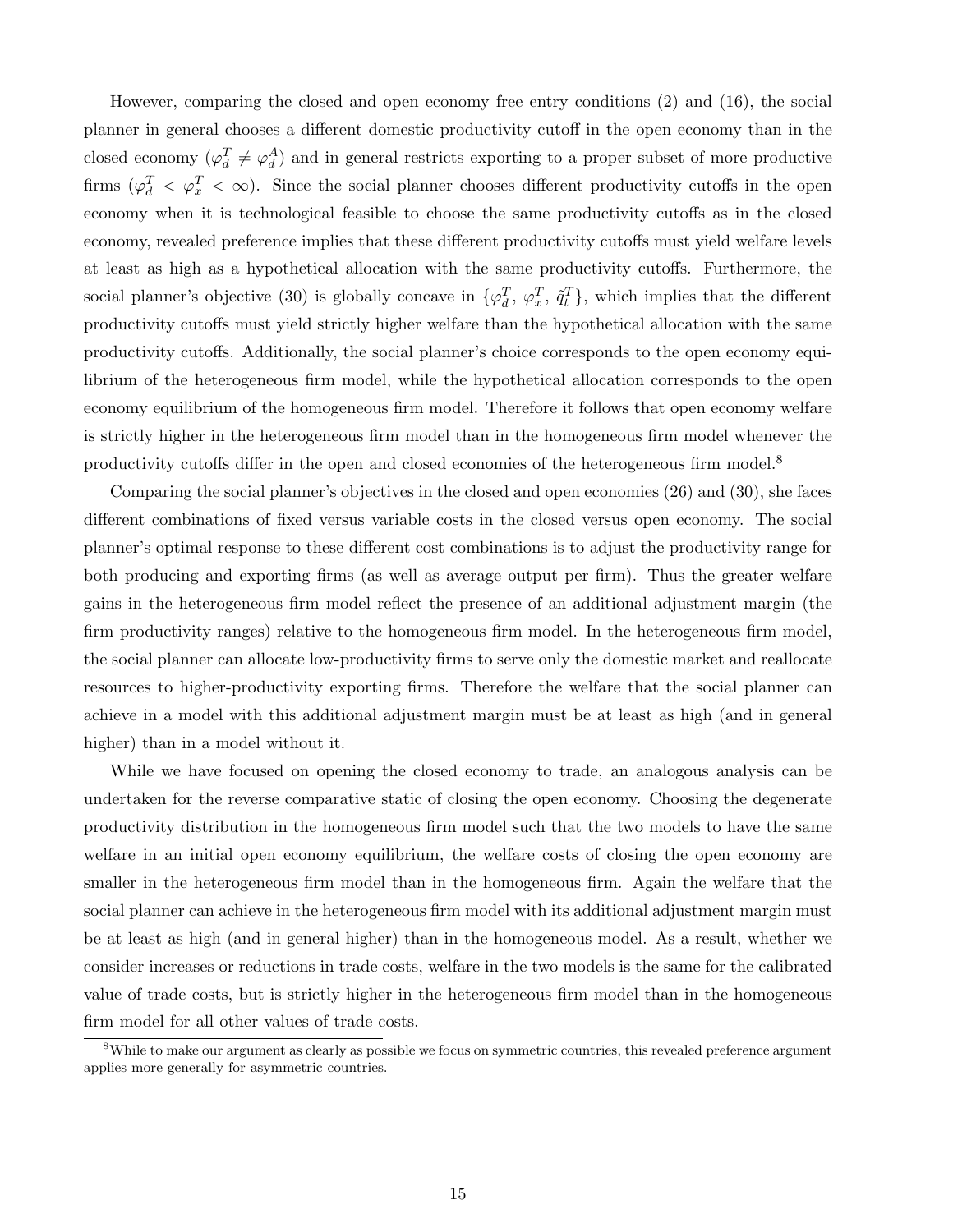However, comparing the closed and open economy free entry conditions (2) and (16), the social planner in general chooses a different domestic productivity cutoff in the open economy than in the closed economy ($\varphi_d^T \neq \varphi_d^A$) and in general restricts exporting to a proper subset of more productive firms ($\varphi_d^T < \varphi_x^T < \infty$). Since the social planner chooses different productivity cutoffs in the open economy when it is technological feasible to choose the same productivity cutoffs as in the closed economy, revealed preference implies that these different productivity cutoffs must yield welfare levels at least as high as a hypothetical allocation with the same productivity cutoffs. Furthermore, the social planner's objective (30) is globally concave in $\{\varphi_d^T, \varphi_x^T, \tilde{q}_t^T\}$, which implies that the different productivity cutoffs must yield strictly higher welfare than the hypothetical allocation with the same productivity cutoffs. Additionally, the social planner's choice corresponds to the open economy equilibrium of the heterogeneous firm model, while the hypothetical allocation corresponds to the open economy equilibrium of the homogeneous firm model. Therefore it follows that open economy welfare is strictly higher in the heterogeneous firm model than in the homogeneous firm model whenever the productivity cutoffs differ in the open and closed economies of the heterogeneous firm model.[8]

Comparing the social planner's objectives in the closed and open economies (26) and (30), she faces different combinations of fixed versus variable costs in the closed versus open economy. The social planner's optimal response to these different cost combinations is to adjust the productivity range for both producing and exporting firms (as well as average output per firm). Thus the greater welfare gains in the heterogeneous firm model reflect the presence of an additional adjustment margin (the firm productivity ranges) relative to the homogeneous firm model. In the heterogeneous firm model, the social planner can allocate low-productivity firms to serve only the domestic market and reallocate resources to higher-productivity exporting firms. Therefore the welfare that the social planner can achieve in a model with this additional adjustment margin must be at least as high (and in general higher) than in a model without it.

While we have focused on opening the closed economy to trade, an analogous analysis can be undertaken for the reverse comparative static of closing the open economy. Choosing the degenerate productivity distribution in the homogeneous firm model such that the two models to have the same welfare in an initial open economy equilibrium, the welfare costs of closing the open economy are smaller in the heterogeneous firm model than in the homogeneous firm. Again the welfare that the social planner can achieve in the heterogeneous firm model with its additional adjustment margin must be at least as high (and in general higher) than in the homogeneous model. As a result, whether we consider increases or reductions in trade costs, welfare in the two models is the same for the calibrated value of trade costs, but is strictly higher in the heterogeneous firm model than in the homogeneous firm model for all other values of trade costs.

[8] While to make our argument as clearly as possible we focus on symmetric countries, this revealed preference argument applies more generally for asymmetric countries.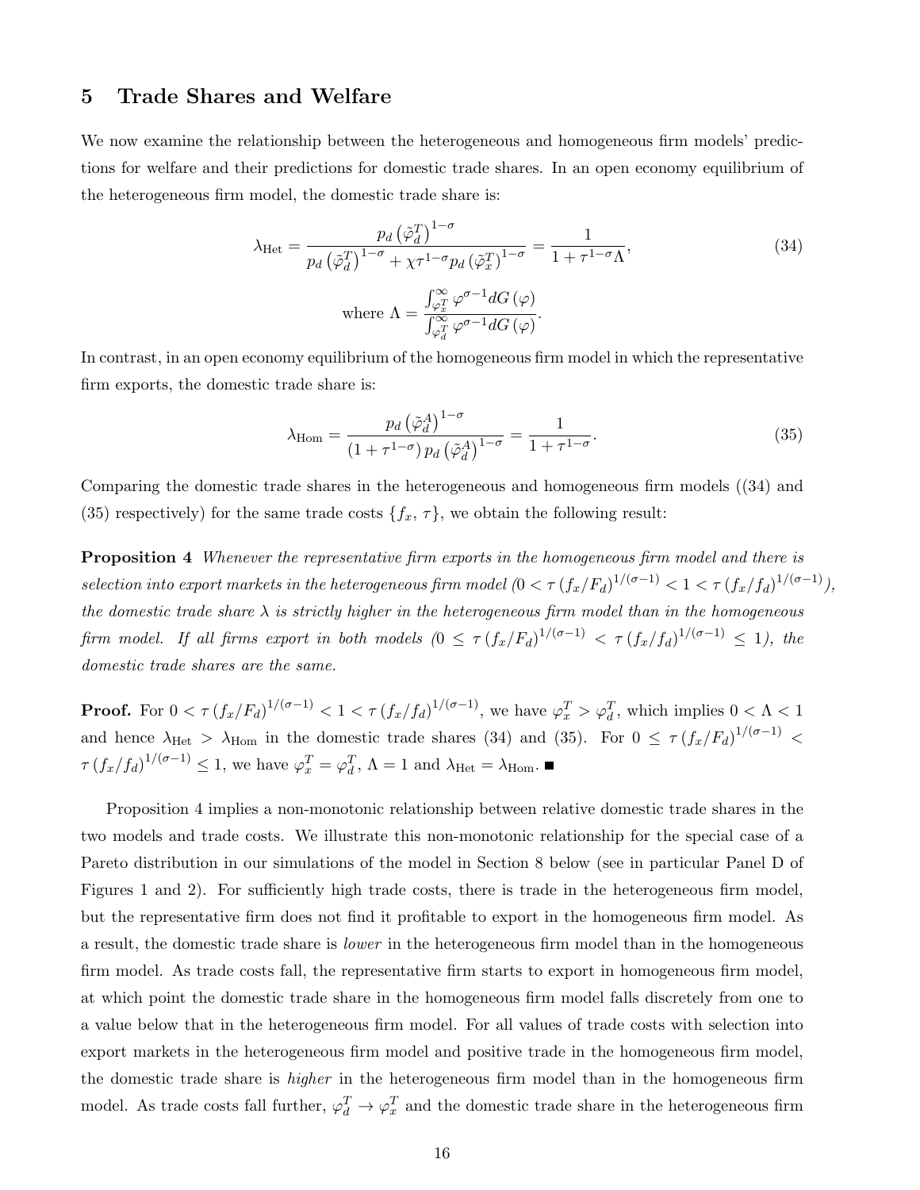# 5 Trade Shares and Welfare

We now examine the relationship between the heterogeneous and homogeneous firm models' predictions for welfare and their predictions for domestic trade shares. In an open economy equilibrium of the heterogeneous firm model, the domestic trade share is:

$$\lambda_{\text{Het}} = \frac{p_d \left(\tilde{\varphi}_d^T\right)^{1-\sigma}}{p_d \left(\tilde{\varphi}_d^T\right)^{1-\sigma} + \chi \tau^{1-\sigma} p_d \left(\tilde{\varphi}_x^T\right)^{1-\sigma}} = \frac{1}{1+\tau^{1-\sigma}\Lambda}, \tag{34}$$

$$\text{where } \Lambda = \frac{\int_{\varphi_x^T}^{\infty} \varphi^{\sigma-1} dG\left(\varphi\right)}{\int_{\varphi_d^T}^{\infty} \varphi^{\sigma-1} dG\left(\varphi\right)}.$$

In contrast, in an open economy equilibrium of the homogeneous firm model in which the representative firm exports, the domestic trade share is:

$$\lambda_{\text{Hom}} = \frac{p_d \left(\tilde{\varphi}_d^A\right)^{1-\sigma}}{\left(1+\tau^{1-\sigma}\right) p_d \left(\tilde{\varphi}_d^A\right)^{1-\sigma}} = \frac{1}{1+\tau^{1-\sigma}}. \tag{35}$$

Comparing the domestic trade shares in the heterogeneous and homogeneous firm models ((34) and (35) respectively) for the same trade costs $\{f_x, \tau\}$, we obtain the following result:

**Proposition 4** *Whenever the representative firm exports in the homogeneous firm model and there is selection into export markets in the heterogeneous firm model ($0 < \tau \left(f_x/F_d\right)^{1/(\sigma-1)} < 1 < \tau \left(f_x/f_d\right)^{1/(\sigma-1)}$), the domestic trade share $\lambda$ is strictly higher in the heterogeneous firm model than in the homogeneous firm model. If all firms export in both models ($0 \leq \tau \left(f_x/F_d\right)^{1/(\sigma-1)} < \tau \left(f_x/f_d\right)^{1/(\sigma-1)} \leq 1$), the domestic trade shares are the same.*

**Proof.** For $0 < \tau \left(f_x/F_d\right)^{1/(\sigma-1)} < 1 < \tau \left(f_x/f_d\right)^{1/(\sigma-1)}$, we have $\varphi_x^T > \varphi_d^T$, which implies $0 < \Lambda < 1$ and hence $\lambda_{\text{Het}} > \lambda_{\text{Hom}}$ in the domestic trade shares (34) and (35). For $0 \leq \tau \left(f_x/F_d\right)^{1/(\sigma-1)} < \tau \left(f_x/f_d\right)^{1/(\sigma-1)} \leq 1$, we have $\varphi_x^T = \varphi_d^T$, $\Lambda = 1$ and $\lambda_{\text{Het}} = \lambda_{\text{Hom}}$. ■

Proposition 4 implies a non-monotonic relationship between relative domestic trade shares in the two models and trade costs. We illustrate this non-monotonic relationship for the special case of a Pareto distribution in our simulations of the model in Section 8 below (see in particular Panel D of Figures 1 and 2). For sufficiently high trade costs, there is trade in the heterogeneous firm model, but the representative firm does not find it profitable to export in the homogeneous firm model. As a result, the domestic trade share is *lower* in the heterogeneous firm model than in the homogeneous firm model. As trade costs fall, the representative firm starts to export in homogeneous firm model, at which point the domestic trade share in the homogeneous firm model falls discretely from one to a value below that in the heterogeneous firm model. For all values of trade costs with selection into export markets in the heterogeneous firm model and positive trade in the homogeneous firm model, the domestic trade share is *higher* in the heterogeneous firm model than in the homogeneous firm model. As trade costs fall further, $\varphi_d^T \to \varphi_x^T$ and the domestic trade share in the heterogeneous firm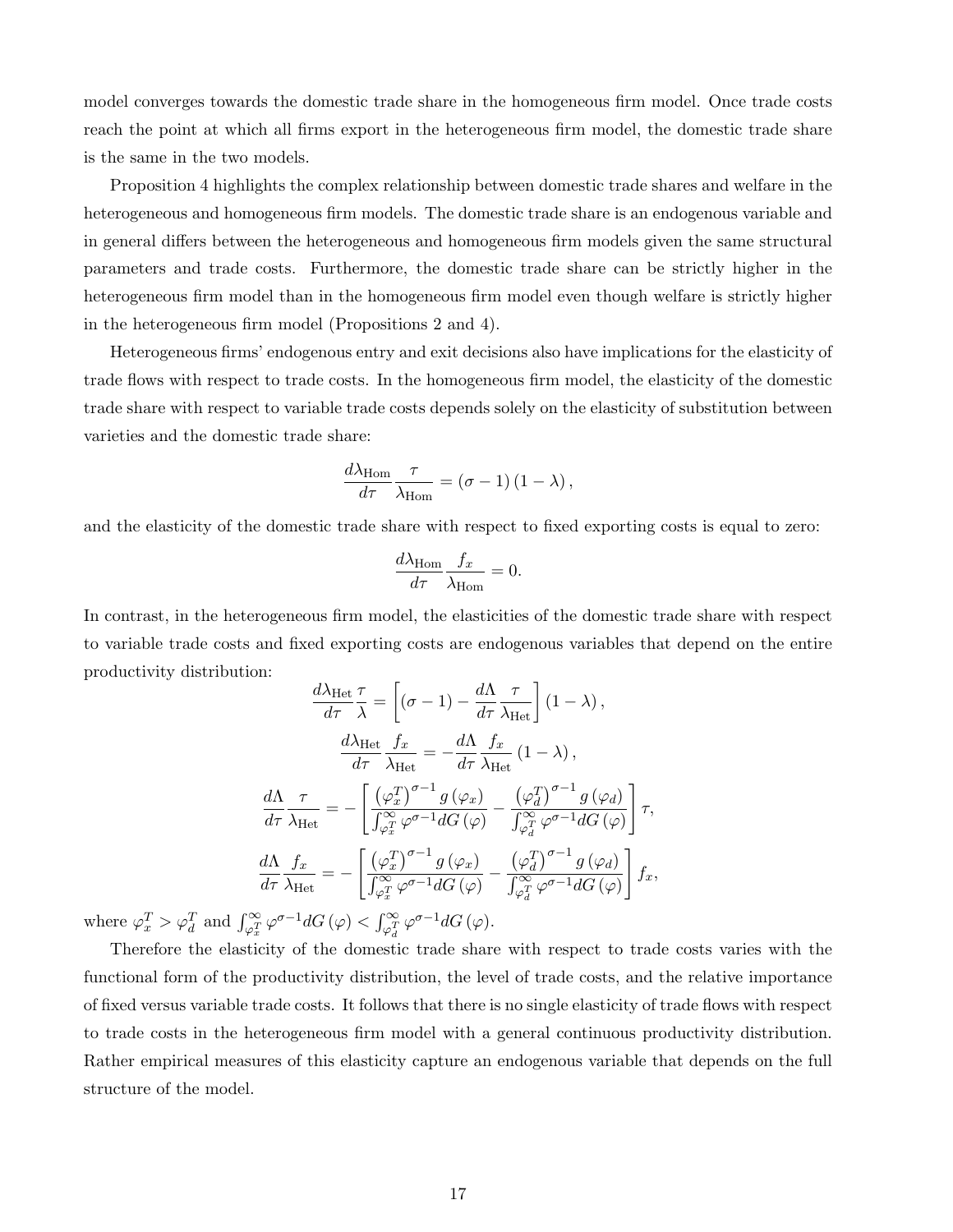model converges towards the domestic trade share in the homogeneous firm model. Once trade costs reach the point at which all firms export in the heterogeneous firm model, the domestic trade share is the same in the two models.

Proposition 4 highlights the complex relationship between domestic trade shares and welfare in the heterogeneous and homogeneous firm models. The domestic trade share is an endogenous variable and in general differs between the heterogeneous and homogeneous firm models given the same structural parameters and trade costs. Furthermore, the domestic trade share can be strictly higher in the heterogeneous firm model than in the homogeneous firm model even though welfare is strictly higher in the heterogeneous firm model (Propositions 2 and 4).

Heterogeneous firms' endogenous entry and exit decisions also have implications for the elasticity of trade flows with respect to trade costs. In the homogeneous firm model, the elasticity of the domestic trade share with respect to variable trade costs depends solely on the elasticity of substitution between varieties and the domestic trade share:

$$\frac{d\lambda_{\text{Hom}}}{d\tau}\frac{\tau}{\lambda_{\text{Hom}}} = (\sigma - 1)(1 - \lambda),$$

and the elasticity of the domestic trade share with respect to fixed exporting costs is equal to zero:

$$\frac{d\lambda_{\text{Hom}}}{d\tau}\frac{f_x}{\lambda_{\text{Hom}}} = 0.$$

In contrast, in the heterogeneous firm model, the elasticities of the domestic trade share with respect to variable trade costs and fixed exporting costs are endogenous variables that depend on the entire productivity distribution:

$$\frac{d\lambda_{\text{Het}}}{d\tau}\frac{\tau}{\lambda} = \left[(\sigma - 1) - \frac{d\Lambda}{d\tau}\frac{\tau}{\lambda_{\text{Het}}}\right](1 - \lambda),$$

$$\frac{d\lambda_{\text{Het}}}{d\tau}\frac{f_x}{\lambda_{\text{Het}}} = -\frac{d\Lambda}{d\tau}\frac{f_x}{\lambda_{\text{Het}}}(1 - \lambda),$$

$$\frac{d\Lambda}{d\tau}\frac{\tau}{\lambda_{\text{Het}}} = -\left[\frac{\left(\varphi_x^T\right)^{\sigma-1} g\left(\varphi_x\right)}{\int_{\varphi_x^T}^{\infty}\varphi^{\sigma-1}dG\left(\varphi\right)} - \frac{\left(\varphi_d^T\right)^{\sigma-1} g\left(\varphi_d\right)}{\int_{\varphi_d^T}^{\infty}\varphi^{\sigma-1}dG\left(\varphi\right)}\right]\tau,$$

$$\frac{d\Lambda}{d\tau}\frac{f_x}{\lambda_{\text{Het}}} = -\left[\frac{\left(\varphi_x^T\right)^{\sigma-1} g\left(\varphi_x\right)}{\int_{\varphi_x^T}^{\infty}\varphi^{\sigma-1}dG\left(\varphi\right)} - \frac{\left(\varphi_d^T\right)^{\sigma-1} g\left(\varphi_d\right)}{\int_{\varphi_d^T}^{\infty}\varphi^{\sigma-1}dG\left(\varphi\right)}\right]f_x,$$

where $\varphi_x^T > \varphi_d^T$ and $\int_{\varphi_x^T}^{\infty}\varphi^{\sigma-1}dG\left(\varphi\right) < \int_{\varphi_d^T}^{\infty}\varphi^{\sigma-1}dG\left(\varphi\right)$.

Therefore the elasticity of the domestic trade share with respect to trade costs varies with the functional form of the productivity distribution, the level of trade costs, and the relative importance of fixed versus variable trade costs. It follows that there is no single elasticity of trade flows with respect to trade costs in the heterogeneous firm model with a general continuous productivity distribution. Rather empirical measures of this elasticity capture an endogenous variable that depends on the full structure of the model.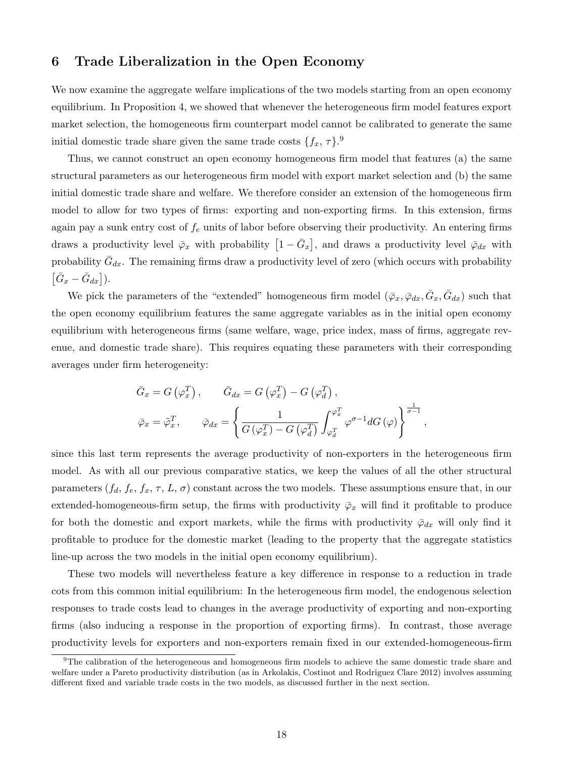## 6 Trade Liberalization in the Open Economy

We now examine the aggregate welfare implications of the two models starting from an open economy equilibrium. In Proposition 4, we showed that whenever the heterogeneous firm model features export market selection, the homogeneous firm counterpart model cannot be calibrated to generate the same initial domestic trade share given the same trade costs $\{f_x, \tau\}$.[9]

Thus, we cannot construct an open economy homogeneous firm model that features (a) the same structural parameters as our heterogeneous firm model with export market selection and (b) the same initial domestic trade share and welfare. We therefore consider an extension of the homogeneous firm model to allow for two types of firms: exporting and non-exporting firms. In this extension, firms again pay a sunk entry cost of $f_e$ units of labor before observing their productivity. An entering firms draws a productivity level $\bar{\varphi}_x$ with probability $\left[1 - \bar{G}_x\right]$, and draws a productivity level $\bar{\varphi}_{dx}$ with probability $\bar{G}_{dx}$. The remaining firms draw a productivity level of zero (which occurs with probability $\left[\bar{G}_x - \bar{G}_{dx}\right]$).

We pick the parameters of the "extended" homogeneous firm model $(\bar{\varphi}_x, \bar{\varphi}_{dx}, \bar{G}_x, \bar{G}_{dx})$ such that the open economy equilibrium features the same aggregate variables as in the initial open economy equilibrium with heterogeneous firms (same welfare, wage, price index, mass of firms, aggregate revenue, and domestic trade share). This requires equating these parameters with their corresponding averages under firm heterogeneity:

$$
\bar{G}_x = G\left(\varphi_x^T\right), \qquad \bar{G}_{dx} = G\left(\varphi_x^T\right) - G\left(\varphi_d^T\right),
$$

$$
\bar{\varphi}_x = \tilde{\varphi}_x^T, \qquad \bar{\varphi}_{dx} = \left\{ \frac{1}{G\left(\varphi_x^T\right) - G\left(\varphi_d^T\right)} \int_{\varphi_d^T}^{\varphi_x^T} \varphi^{\sigma-1} dG\left(\varphi\right) \right\}^{\frac{1}{\sigma-1}},
$$

since this last term represents the average productivity of non-exporters in the heterogeneous firm model. As with all our previous comparative statics, we keep the values of all the other structural parameters $(f_d, f_e, f_x, \tau, L, \sigma)$ constant across the two models. These assumptions ensure that, in our extended-homogeneous-firm setup, the firms with productivity $\bar{\varphi}_x$ will find it profitable to produce for both the domestic and export markets, while the firms with productivity $\bar{\varphi}_{dx}$ will only find it profitable to produce for the domestic market (leading to the property that the aggregate statistics line-up across the two models in the initial open economy equilibrium).

These two models will nevertheless feature a key difference in response to a reduction in trade cots from this common initial equilibrium: In the heterogeneous firm model, the endogenous selection responses to trade costs lead to changes in the average productivity of exporting and non-exporting firms (also inducing a response in the proportion of exporting firms). In contrast, those average productivity levels for exporters and non-exporters remain fixed in our extended-homogeneous-firm

[9] The calibration of the heterogeneous and homogeneous firm models to achieve the same domestic trade share and welfare under a Pareto productivity distribution (as in Arkolakis, Costinot and Rodriguez Clare 2012) involves assuming different fixed and variable trade costs in the two models, as discussed further in the next section.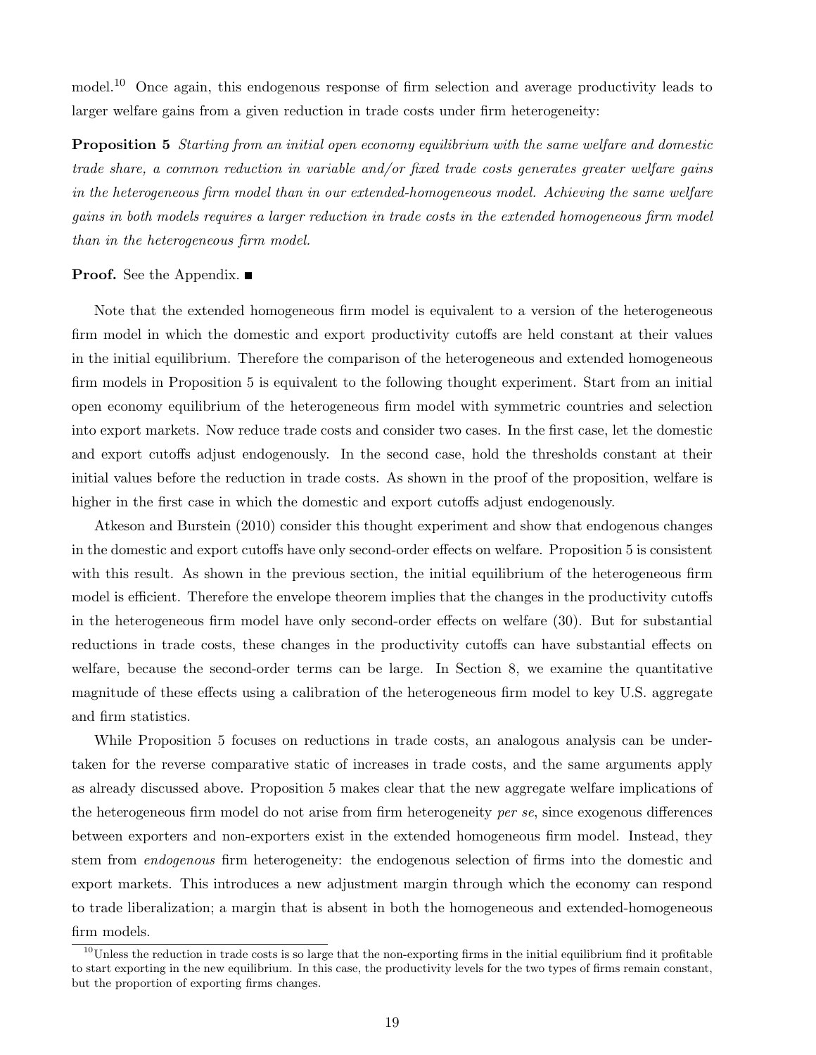model.[10] Once again, this endogenous response of firm selection and average productivity leads to larger welfare gains from a given reduction in trade costs under firm heterogeneity:

**Proposition 5** *Starting from an initial open economy equilibrium with the same welfare and domestic trade share, a common reduction in variable and/or fixed trade costs generates greater welfare gains in the heterogeneous firm model than in our extended-homogeneous model. Achieving the same welfare gains in both models requires a larger reduction in trade costs in the extended homogeneous firm model than in the heterogeneous firm model.*

**Proof.** See the Appendix. ■

Note that the extended homogeneous firm model is equivalent to a version of the heterogeneous firm model in which the domestic and export productivity cutoffs are held constant at their values in the initial equilibrium. Therefore the comparison of the heterogeneous and extended homogeneous firm models in Proposition 5 is equivalent to the following thought experiment. Start from an initial open economy equilibrium of the heterogeneous firm model with symmetric countries and selection into export markets. Now reduce trade costs and consider two cases. In the first case, let the domestic and export cutoffs adjust endogenously. In the second case, hold the thresholds constant at their initial values before the reduction in trade costs. As shown in the proof of the proposition, welfare is higher in the first case in which the domestic and export cutoffs adjust endogenously.

Atkeson and Burstein (2010) consider this thought experiment and show that endogenous changes in the domestic and export cutoffs have only second-order effects on welfare. Proposition 5 is consistent with this result. As shown in the previous section, the initial equilibrium of the heterogeneous firm model is efficient. Therefore the envelope theorem implies that the changes in the productivity cutoffs in the heterogeneous firm model have only second-order effects on welfare (30). But for substantial reductions in trade costs, these changes in the productivity cutoffs can have substantial effects on welfare, because the second-order terms can be large. In Section 8, we examine the quantitative magnitude of these effects using a calibration of the heterogeneous firm model to key U.S. aggregate and firm statistics.

While Proposition 5 focuses on reductions in trade costs, an analogous analysis can be undertaken for the reverse comparative static of increases in trade costs, and the same arguments apply as already discussed above. Proposition 5 makes clear that the new aggregate welfare implications of the heterogeneous firm model do not arise from firm heterogeneity *per se*, since exogenous differences between exporters and non-exporters exist in the extended homogeneous firm model. Instead, they stem from *endogenous* firm heterogeneity: the endogenous selection of firms into the domestic and export markets. This introduces a new adjustment margin through which the economy can respond to trade liberalization; a margin that is absent in both the homogeneous and extended-homogeneous firm models.

[10] Unless the reduction in trade costs is so large that the non-exporting firms in the initial equilibrium find it profitable to start exporting in the new equilibrium. In this case, the productivity levels for the two types of firms remain constant, but the proportion of exporting firms changes.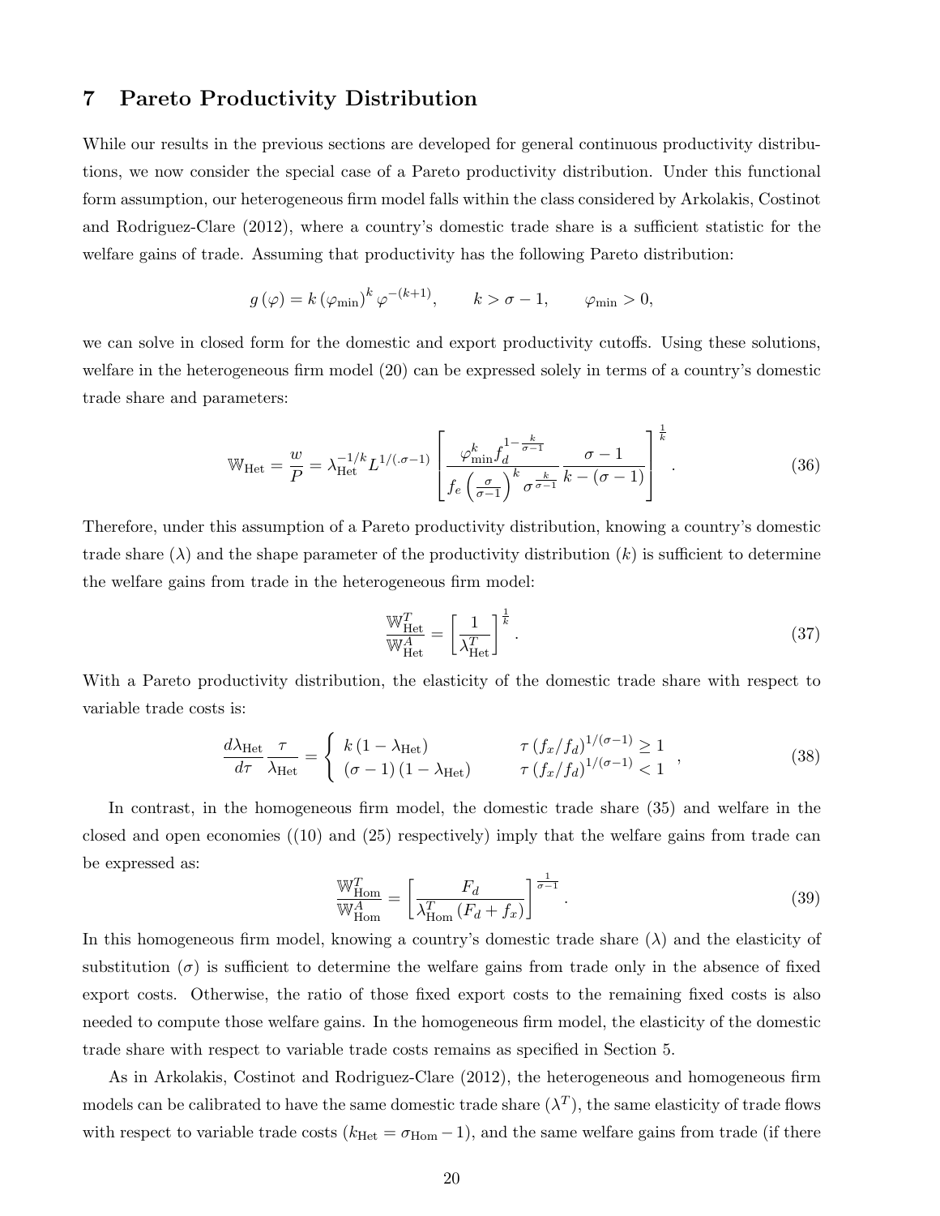## 7 Pareto Productivity Distribution

While our results in the previous sections are developed for general continuous productivity distributions, we now consider the special case of a Pareto productivity distribution. Under this functional form assumption, our heterogeneous firm model falls within the class considered by Arkolakis, Costinot and Rodriguez-Clare (2012), where a country's domestic trade share is a sufficient statistic for the welfare gains of trade. Assuming that productivity has the following Pareto distribution:

$$g(\varphi) = k(\varphi_{\min})^k \varphi^{-(k+1)}, \qquad k > \sigma - 1, \qquad \varphi_{\min} > 0,$$

we can solve in closed form for the domestic and export productivity cutoffs. Using these solutions, welfare in the heterogeneous firm model (20) can be expressed solely in terms of a country's domestic trade share and parameters:

$$\mathbb{W}_{\text{Het}} = \frac{w}{P} = \lambda_{\text{Het}}^{-1/k} L^{1/(.\sigma-1)} \left[ \frac{\varphi_{\min}^k f_d^{1-\frac{k}{\sigma-1}}}{f_e \left(\frac{\sigma}{\sigma-1}\right)^k \sigma^{\frac{k}{\sigma-1}}} \frac{\sigma - 1}{k - (\sigma - 1)} \right]^{\frac{1}{k}}. \tag{36}$$

Therefore, under this assumption of a Pareto productivity distribution, knowing a country's domestic trade share ($\lambda$) and the shape parameter of the productivity distribution ($k$) is sufficient to determine the welfare gains from trade in the heterogeneous firm model:

$$\frac{\mathbb{W}_{\text{Het}}^T}{\mathbb{W}_{\text{Het}}^A} = \left[ \frac{1}{\lambda_{\text{Het}}^T} \right]^{\frac{1}{k}}. \tag{37}$$

With a Pareto productivity distribution, the elasticity of the domestic trade share with respect to variable trade costs is:

$$\frac{d\lambda_{\text{Het}}}{d\tau} \frac{\tau}{\lambda_{\text{Het}}} = \begin{cases} k(1 - \lambda_{\text{Het}}) & \tau (f_x/f_d)^{1/(\sigma-1)} \geq 1 \\ (\sigma - 1)(1 - \lambda_{\text{Het}}) & \tau (f_x/f_d)^{1/(\sigma-1)} < 1 \end{cases}, \tag{38}$$

In contrast, in the homogeneous firm model, the domestic trade share (35) and welfare in the closed and open economies ((10) and (25) respectively) imply that the welfare gains from trade can be expressed as:

$$\frac{\mathbb{W}_{\text{Hom}}^T}{\mathbb{W}_{\text{Hom}}^A} = \left[ \frac{F_d}{\lambda_{\text{Hom}}^T (F_d + f_x)} \right]^{\frac{1}{\sigma-1}}. \tag{39}$$

In this homogeneous firm model, knowing a country's domestic trade share ($\lambda$) and the elasticity of substitution ($\sigma$) is sufficient to determine the welfare gains from trade only in the absence of fixed export costs. Otherwise, the ratio of those fixed export costs to the remaining fixed costs is also needed to compute those welfare gains. In the homogeneous firm model, the elasticity of the domestic trade share with respect to variable trade costs remains as specified in Section 5.

As in Arkolakis, Costinot and Rodriguez-Clare (2012), the heterogeneous and homogeneous firm models can be calibrated to have the same domestic trade share ($\lambda^T$), the same elasticity of trade flows with respect to variable trade costs ($k_{\text{Het}} = \sigma_{\text{Hom}} - 1$), and the same welfare gains from trade (if there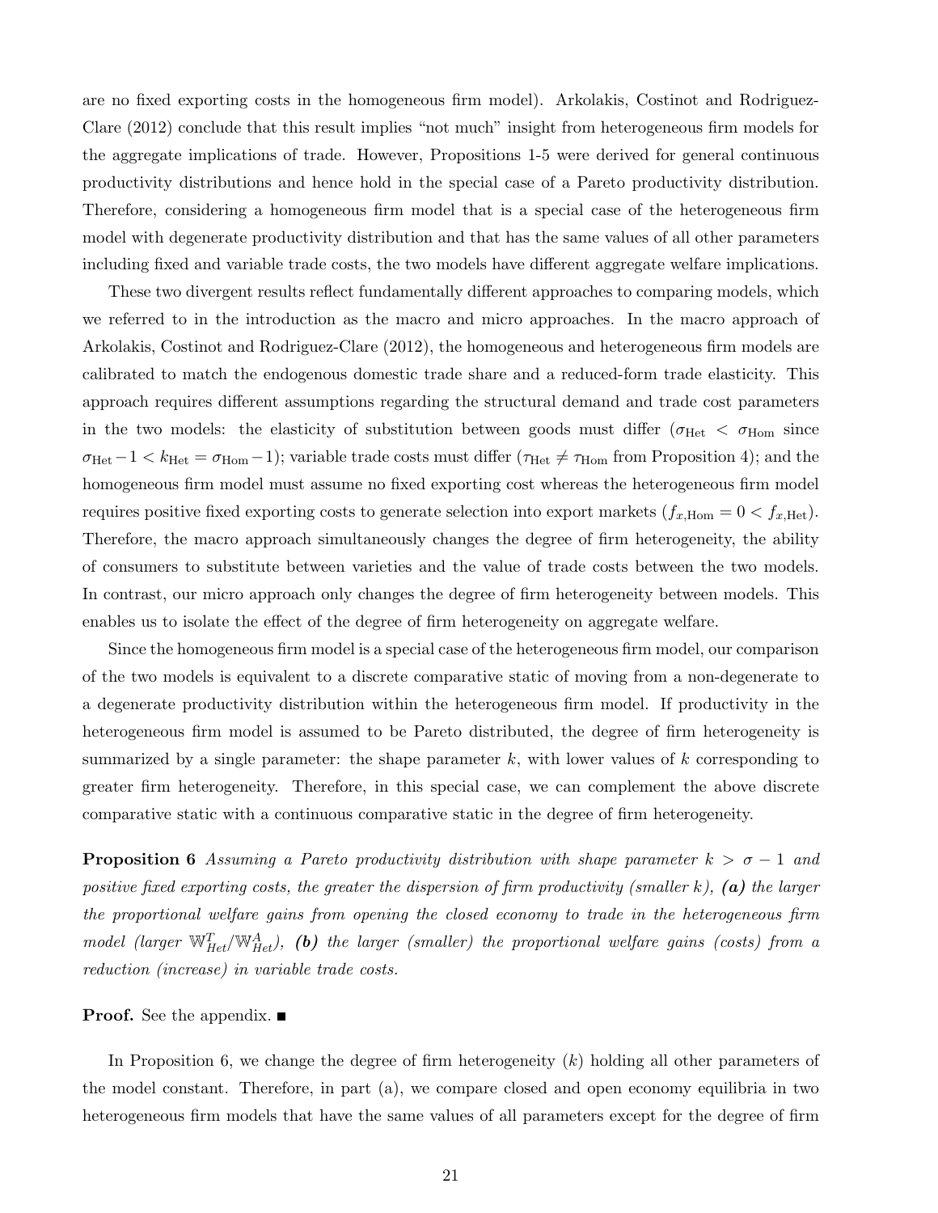are no fixed exporting costs in the homogeneous firm model). Arkolakis, Costinot and Rodriguez-Clare (2012) conclude that this result implies "not much" insight from heterogeneous firm models for the aggregate implications of trade. However, Propositions 1-5 were derived for general continuous productivity distributions and hence hold in the special case of a Pareto productivity distribution. Therefore, considering a homogeneous firm model that is a special case of the heterogeneous firm model with degenerate productivity distribution and that has the same values of all other parameters including fixed and variable trade costs, the two models have different aggregate welfare implications.

These two divergent results reflect fundamentally different approaches to comparing models, which we referred to in the introduction as the macro and micro approaches. In the macro approach of Arkolakis, Costinot and Rodriguez-Clare (2012), the homogeneous and heterogeneous firm models are calibrated to match the endogenous domestic trade share and a reduced-form trade elasticity. This approach requires different assumptions regarding the structural demand and trade cost parameters in the two models: the elasticity of substitution between goods must differ ($\sigma_{\text{Het}} < \sigma_{\text{Hom}}$ since $\sigma_{\text{Het}} - 1 < k_{\text{Het}} = \sigma_{\text{Hom}} - 1$); variable trade costs must differ ($\tau_{\text{Het}} \neq \tau_{\text{Hom}}$ from Proposition 4); and the homogeneous firm model must assume no fixed exporting cost whereas the heterogeneous firm model requires positive fixed exporting costs to generate selection into export markets ($f_{x,\text{Hom}} = 0 < f_{x,\text{Het}}$). Therefore, the macro approach simultaneously changes the degree of firm heterogeneity, the ability of consumers to substitute between varieties and the value of trade costs between the two models. In contrast, our micro approach only changes the degree of firm heterogeneity between models. This enables us to isolate the effect of the degree of firm heterogeneity on aggregate welfare.

Since the homogeneous firm model is a special case of the heterogeneous firm model, our comparison of the two models is equivalent to a discrete comparative static of moving from a non-degenerate to a degenerate productivity distribution within the heterogeneous firm model. If productivity in the heterogeneous firm model is assumed to be Pareto distributed, the degree of firm heterogeneity is summarized by a single parameter: the shape parameter $k$, with lower values of $k$ corresponding to greater firm heterogeneity. Therefore, in this special case, we can complement the above discrete comparative static with a continuous comparative static in the degree of firm heterogeneity.

**Proposition 6** *Assuming a Pareto productivity distribution with shape parameter $k > \sigma - 1$ and positive fixed exporting costs, the greater the dispersion of firm productivity (smaller $k$),* ***(a)*** *the larger the proportional welfare gains from opening the closed economy to trade in the heterogeneous firm model (larger $\mathbb{W}^T_{Het}/\mathbb{W}^A_{Het}$),* ***(b)*** *the larger (smaller) the proportional welfare gains (costs) from a reduction (increase) in variable trade costs.*

**Proof.** See the appendix. ■

In Proposition 6, we change the degree of firm heterogeneity ($k$) holding all other parameters of the model constant. Therefore, in part (a), we compare closed and open economy equilibria in two heterogeneous firm models that have the same values of all parameters except for the degree of firm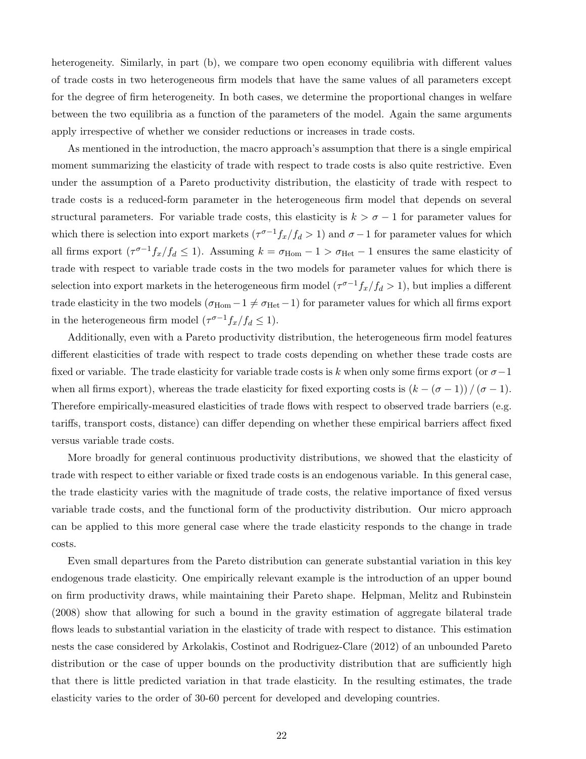heterogeneity. Similarly, in part (b), we compare two open economy equilibria with different values of trade costs in two heterogeneous firm models that have the same values of all parameters except for the degree of firm heterogeneity. In both cases, we determine the proportional changes in welfare between the two equilibria as a function of the parameters of the model. Again the same arguments apply irrespective of whether we consider reductions or increases in trade costs.

As mentioned in the introduction, the macro approach's assumption that there is a single empirical moment summarizing the elasticity of trade with respect to trade costs is also quite restrictive. Even under the assumption of a Pareto productivity distribution, the elasticity of trade with respect to trade costs is a reduced-form parameter in the heterogeneous firm model that depends on several structural parameters. For variable trade costs, this elasticity is $k > \sigma - 1$ for parameter values for which there is selection into export markets ($\tau^{\sigma-1} f_x / f_d > 1$) and $\sigma - 1$ for parameter values for which all firms export ($\tau^{\sigma-1} f_x / f_d \leq 1$). Assuming $k = \sigma_{\text{Hom}} - 1 > \sigma_{\text{Het}} - 1$ ensures the same elasticity of trade with respect to variable trade costs in the two models for parameter values for which there is selection into export markets in the heterogeneous firm model ($\tau^{\sigma-1} f_x / f_d > 1$), but implies a different trade elasticity in the two models ($\sigma_{\text{Hom}} - 1 \neq \sigma_{\text{Het}} - 1$) for parameter values for which all firms export in the heterogeneous firm model ($\tau^{\sigma-1} f_x / f_d \leq 1$).

Additionally, even with a Pareto productivity distribution, the heterogeneous firm model features different elasticities of trade with respect to trade costs depending on whether these trade costs are fixed or variable. The trade elasticity for variable trade costs is $k$ when only some firms export (or $\sigma - 1$ when all firms export), whereas the trade elasticity for fixed exporting costs is $(k - (\sigma - 1)) / (\sigma - 1)$. Therefore empirically-measured elasticities of trade flows with respect to observed trade barriers (e.g. tariffs, transport costs, distance) can differ depending on whether these empirical barriers affect fixed versus variable trade costs.

More broadly for general continuous productivity distributions, we showed that the elasticity of trade with respect to either variable or fixed trade costs is an endogenous variable. In this general case, the trade elasticity varies with the magnitude of trade costs, the relative importance of fixed versus variable trade costs, and the functional form of the productivity distribution. Our micro approach can be applied to this more general case where the trade elasticity responds to the change in trade costs.

Even small departures from the Pareto distribution can generate substantial variation in this key endogenous trade elasticity. One empirically relevant example is the introduction of an upper bound on firm productivity draws, while maintaining their Pareto shape. Helpman, Melitz and Rubinstein (2008) show that allowing for such a bound in the gravity estimation of aggregate bilateral trade flows leads to substantial variation in the elasticity of trade with respect to distance. This estimation nests the case considered by Arkolakis, Costinot and Rodriguez-Clare (2012) of an unbounded Pareto distribution or the case of upper bounds on the productivity distribution that are sufficiently high that there is little predicted variation in that trade elasticity. In the resulting estimates, the trade elasticity varies to the order of 30-60 percent for developed and developing countries.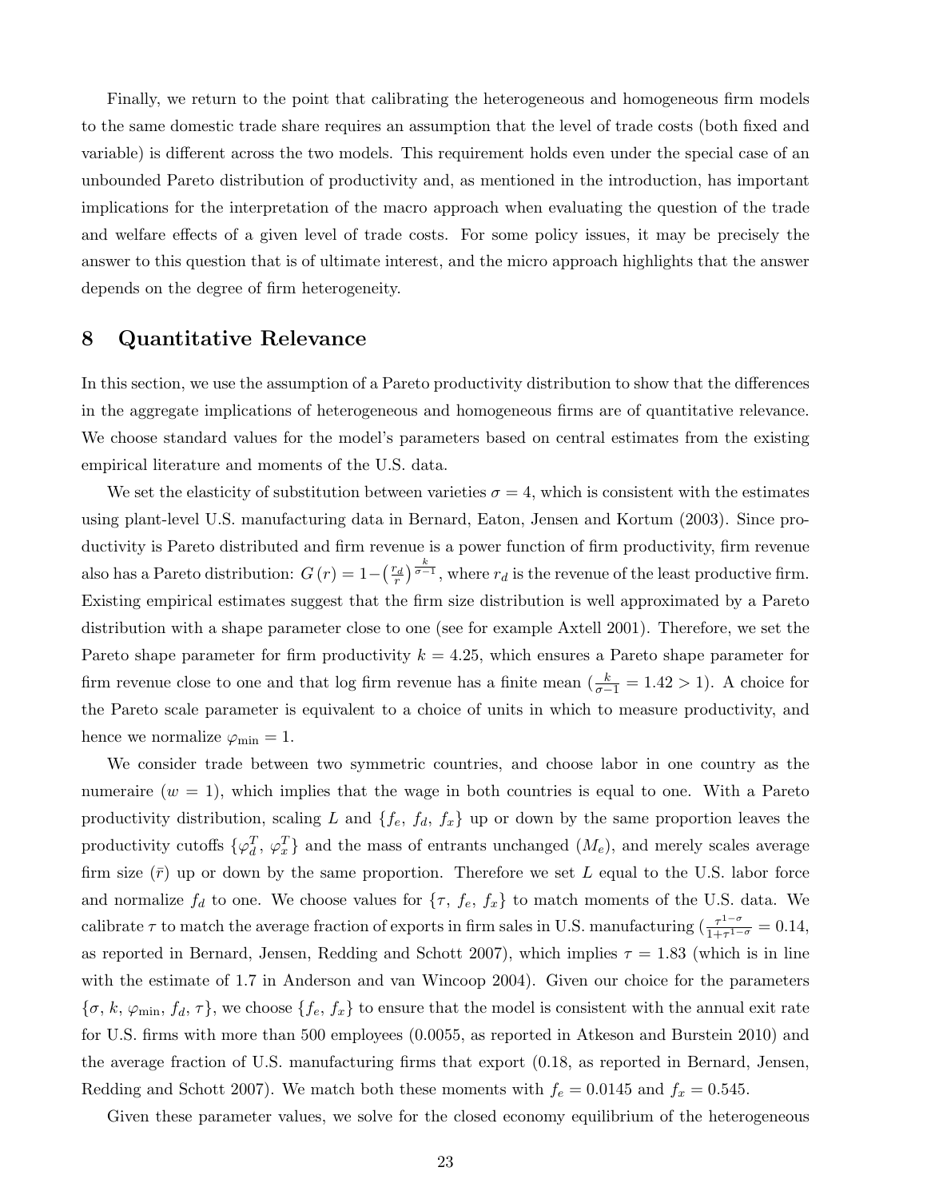Finally, we return to the point that calibrating the heterogeneous and homogeneous firm models to the same domestic trade share requires an assumption that the level of trade costs (both fixed and variable) is different across the two models. This requirement holds even under the special case of an unbounded Pareto distribution of productivity and, as mentioned in the introduction, has important implications for the interpretation of the macro approach when evaluating the question of the trade and welfare effects of a given level of trade costs. For some policy issues, it may be precisely the answer to this question that is of ultimate interest, and the micro approach highlights that the answer depends on the degree of firm heterogeneity.

# 8 Quantitative Relevance

In this section, we use the assumption of a Pareto productivity distribution to show that the differences in the aggregate implications of heterogeneous and homogeneous firms are of quantitative relevance. We choose standard values for the model's parameters based on central estimates from the existing empirical literature and moments of the U.S. data.

We set the elasticity of substitution between varieties $\sigma = 4$, which is consistent with the estimates using plant-level U.S. manufacturing data in Bernard, Eaton, Jensen and Kortum (2003). Since productivity is Pareto distributed and firm revenue is a power function of firm productivity, firm revenue also has a Pareto distribution: $G(r) = 1 - \left(\frac{r_d}{r}\right)^{\frac{k}{\sigma-1}}$, where $r_d$ is the revenue of the least productive firm. Existing empirical estimates suggest that the firm size distribution is well approximated by a Pareto distribution with a shape parameter close to one (see for example Axtell 2001). Therefore, we set the Pareto shape parameter for firm productivity $k = 4.25$, which ensures a Pareto shape parameter for firm revenue close to one and that log firm revenue has a finite mean ($\frac{k}{\sigma-1} = 1.42 > 1$). A choice for the Pareto scale parameter is equivalent to a choice of units in which to measure productivity, and hence we normalize $\varphi_{\min} = 1$.

We consider trade between two symmetric countries, and choose labor in one country as the numeraire ($w = 1$), which implies that the wage in both countries is equal to one. With a Pareto productivity distribution, scaling $L$ and $\{f_e,\, f_d,\, f_x\}$ up or down by the same proportion leaves the productivity cutoffs $\{\varphi_d^T,\, \varphi_x^T\}$ and the mass of entrants unchanged ($M_e$), and merely scales average firm size ($\bar{r}$) up or down by the same proportion. Therefore we set $L$ equal to the U.S. labor force and normalize $f_d$ to one. We choose values for $\{\tau,\, f_e,\, f_x\}$ to match moments of the U.S. data. We calibrate $\tau$ to match the average fraction of exports in firm sales in U.S. manufacturing ($\frac{\tau^{1-\sigma}}{1+\tau^{1-\sigma}} = 0.14$, as reported in Bernard, Jensen, Redding and Schott 2007), which implies $\tau = 1.83$ (which is in line with the estimate of 1.7 in Anderson and van Wincoop 2004). Given our choice for the parameters $\{\sigma,\, k,\, \varphi_{\min},\, f_d,\, \tau\}$, we choose $\{f_e,\, f_x\}$ to ensure that the model is consistent with the annual exit rate for U.S. firms with more than 500 employees (0.0055, as reported in Atkeson and Burstein 2010) and the average fraction of U.S. manufacturing firms that export (0.18, as reported in Bernard, Jensen, Redding and Schott 2007). We match both these moments with $f_e = 0.0145$ and $f_x = 0.545$.

Given these parameter values, we solve for the closed economy equilibrium of the heterogeneous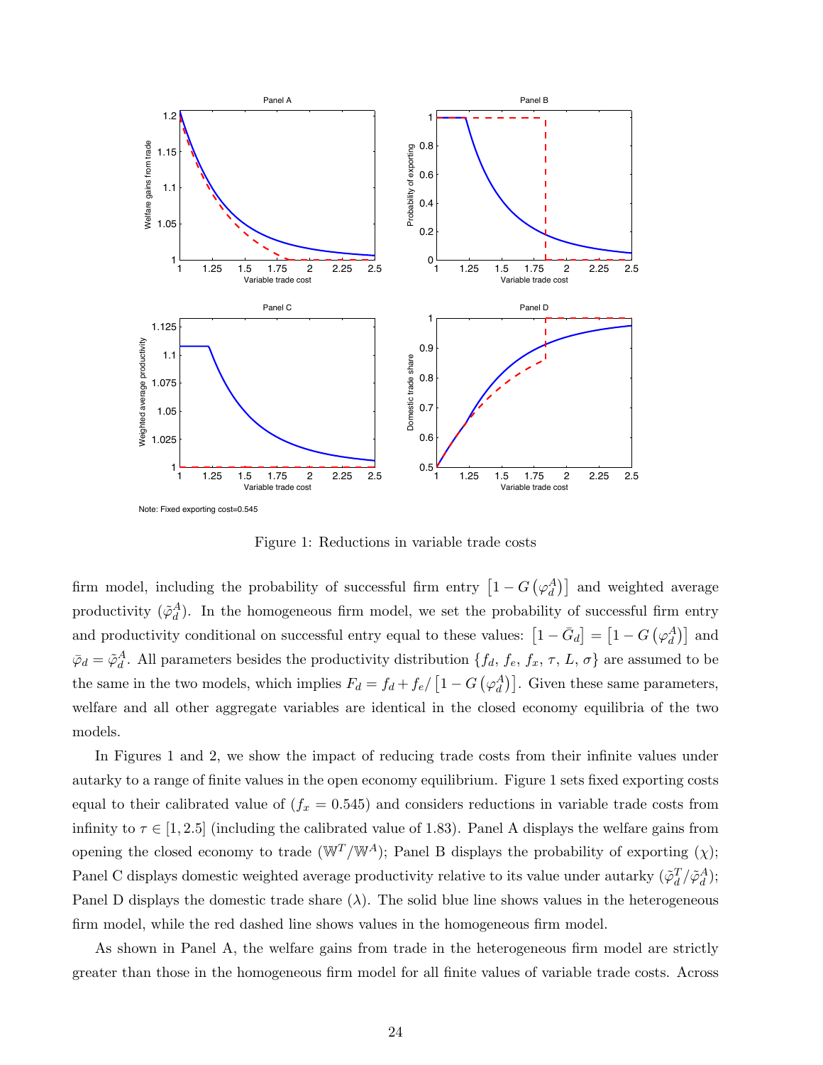Note: Fixed exporting cost=0.545

Figure 1: Reductions in variable trade costs

firm model, including the probability of successful firm entry $\left[1 - G\left(\varphi_d^A\right)\right]$ and weighted average productivity ($\tilde{\varphi}_d^A$). In the homogeneous firm model, we set the probability of successful firm entry and productivity conditional on successful entry equal to these values: $\left[1 - \bar{G}_d\right] = \left[1 - G\left(\varphi_d^A\right)\right]$ and $\bar{\varphi}_d = \tilde{\varphi}_d^A$. All parameters besides the productivity distribution $\{f_d, f_e, f_x, \tau, L, \sigma\}$ are assumed to be the same in the two models, which implies $F_d = f_d + f_e / \left[1 - G\left(\varphi_d^A\right)\right]$. Given these same parameters, welfare and all other aggregate variables are identical in the closed economy equilibria of the two models.

In Figures 1 and 2, we show the impact of reducing trade costs from their infinite values under autarky to a range of finite values in the open economy equilibrium. Figure 1 sets fixed exporting costs equal to their calibrated value of ($f_x = 0.545$) and considers reductions in variable trade costs from infinity to $\tau \in [1, 2.5]$ (including the calibrated value of 1.83). Panel A displays the welfare gains from opening the closed economy to trade ($\mathbb{W}^T / \mathbb{W}^A$); Panel B displays the probability of exporting ($\chi$); Panel C displays domestic weighted average productivity relative to its value under autarky ($\tilde{\varphi}_d^T / \tilde{\varphi}_d^A$); Panel D displays the domestic trade share ($\lambda$). The solid blue line shows values in the heterogeneous firm model, while the red dashed line shows values in the homogeneous firm model.

As shown in Panel A, the welfare gains from trade in the heterogeneous firm model are strictly greater than those in the homogeneous firm model for all finite values of variable trade costs. Across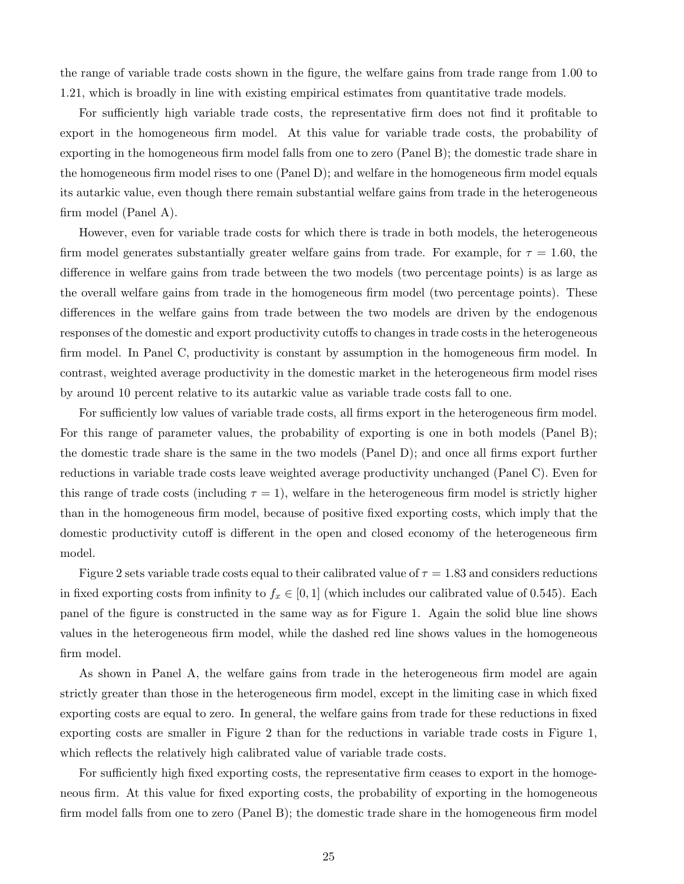the range of variable trade costs shown in the figure, the welfare gains from trade range from 1.00 to 1.21, which is broadly in line with existing empirical estimates from quantitative trade models.

For sufficiently high variable trade costs, the representative firm does not find it profitable to export in the homogeneous firm model. At this value for variable trade costs, the probability of exporting in the homogeneous firm model falls from one to zero (Panel B); the domestic trade share in the homogeneous firm model rises to one (Panel D); and welfare in the homogeneous firm model equals its autarkic value, even though there remain substantial welfare gains from trade in the heterogeneous firm model (Panel A).

However, even for variable trade costs for which there is trade in both models, the heterogeneous firm model generates substantially greater welfare gains from trade. For example, for $\tau = 1.60$, the difference in welfare gains from trade between the two models (two percentage points) is as large as the overall welfare gains from trade in the homogeneous firm model (two percentage points). These differences in the welfare gains from trade between the two models are driven by the endogenous responses of the domestic and export productivity cutoffs to changes in trade costs in the heterogeneous firm model. In Panel C, productivity is constant by assumption in the homogeneous firm model. In contrast, weighted average productivity in the domestic market in the heterogeneous firm model rises by around 10 percent relative to its autarkic value as variable trade costs fall to one.

For sufficiently low values of variable trade costs, all firms export in the heterogeneous firm model. For this range of parameter values, the probability of exporting is one in both models (Panel B); the domestic trade share is the same in the two models (Panel D); and once all firms export further reductions in variable trade costs leave weighted average productivity unchanged (Panel C). Even for this range of trade costs (including $\tau = 1$), welfare in the heterogeneous firm model is strictly higher than in the homogeneous firm model, because of positive fixed exporting costs, which imply that the domestic productivity cutoff is different in the open and closed economy of the heterogeneous firm model.

Figure 2 sets variable trade costs equal to their calibrated value of $\tau = 1.83$ and considers reductions in fixed exporting costs from infinity to $f_x \in [0, 1]$ (which includes our calibrated value of 0.545). Each panel of the figure is constructed in the same way as for Figure 1. Again the solid blue line shows values in the heterogeneous firm model, while the dashed red line shows values in the homogeneous firm model.

As shown in Panel A, the welfare gains from trade in the heterogeneous firm model are again strictly greater than those in the heterogeneous firm model, except in the limiting case in which fixed exporting costs are equal to zero. In general, the welfare gains from trade for these reductions in fixed exporting costs are smaller in Figure 2 than for the reductions in variable trade costs in Figure 1, which reflects the relatively high calibrated value of variable trade costs.

For sufficiently high fixed exporting costs, the representative firm ceases to export in the homogeneous firm. At this value for fixed exporting costs, the probability of exporting in the homogeneous firm model falls from one to zero (Panel B); the domestic trade share in the homogeneous firm model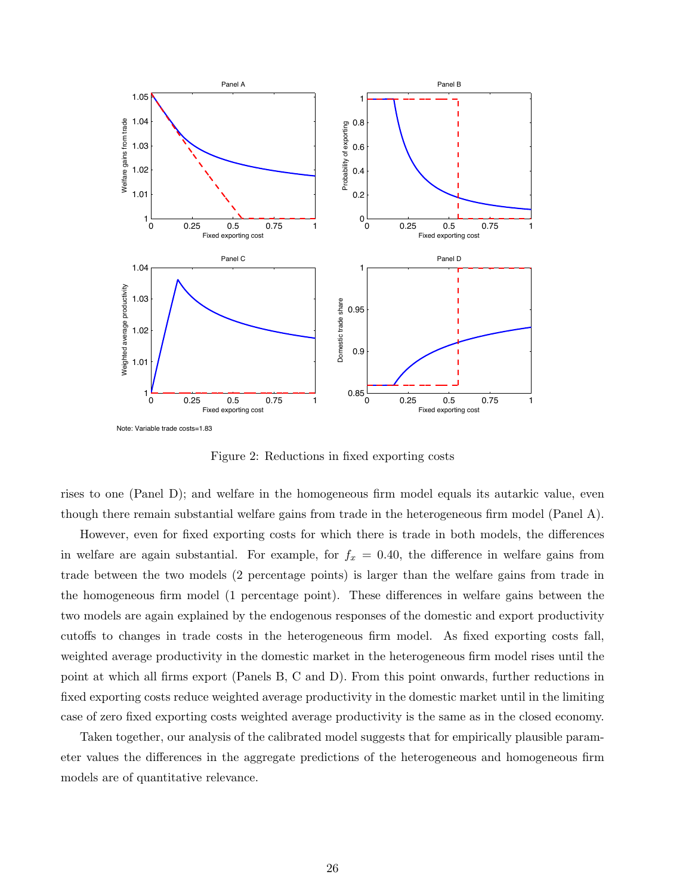Note: Variable trade costs=1.83

Figure 2: Reductions in fixed exporting costs

rises to one (Panel D); and welfare in the homogeneous firm model equals its autarkic value, even though there remain substantial welfare gains from trade in the heterogeneous firm model (Panel A).

However, even for fixed exporting costs for which there is trade in both models, the differences in welfare are again substantial. For example, for $f_x = 0.40$, the difference in welfare gains from trade between the two models (2 percentage points) is larger than the welfare gains from trade in the homogeneous firm model (1 percentage point). These differences in welfare gains between the two models are again explained by the endogenous responses of the domestic and export productivity cutoffs to changes in trade costs in the heterogeneous firm model. As fixed exporting costs fall, weighted average productivity in the domestic market in the heterogeneous firm model rises until the point at which all firms export (Panels B, C and D). From this point onwards, further reductions in fixed exporting costs reduce weighted average productivity in the domestic market until in the limiting case of zero fixed exporting costs weighted average productivity is the same as in the closed economy.

Taken together, our analysis of the calibrated model suggests that for empirically plausible parameter values the differences in the aggregate predictions of the heterogeneous and homogeneous firm models are of quantitative relevance.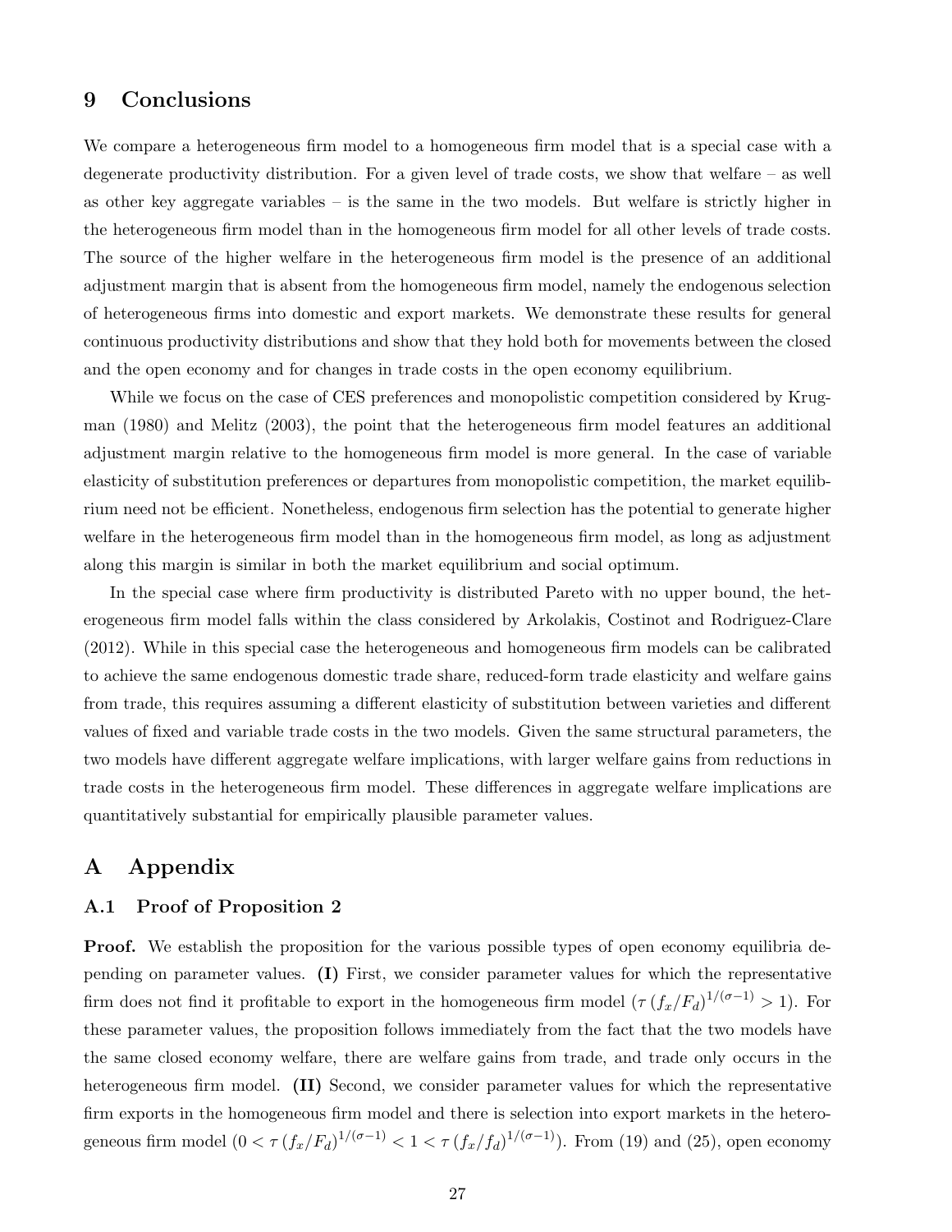## 9 Conclusions

We compare a heterogeneous firm model to a homogeneous firm model that is a special case with a degenerate productivity distribution. For a given level of trade costs, we show that welfare – as well as other key aggregate variables – is the same in the two models. But welfare is strictly higher in the heterogeneous firm model than in the homogeneous firm model for all other levels of trade costs. The source of the higher welfare in the heterogeneous firm model is the presence of an additional adjustment margin that is absent from the homogeneous firm model, namely the endogenous selection of heterogeneous firms into domestic and export markets. We demonstrate these results for general continuous productivity distributions and show that they hold both for movements between the closed and the open economy and for changes in trade costs in the open economy equilibrium.

While we focus on the case of CES preferences and monopolistic competition considered by Krugman (1980) and Melitz (2003), the point that the heterogeneous firm model features an additional adjustment margin relative to the homogeneous firm model is more general. In the case of variable elasticity of substitution preferences or departures from monopolistic competition, the market equilibrium need not be efficient. Nonetheless, endogenous firm selection has the potential to generate higher welfare in the heterogeneous firm model than in the homogeneous firm model, as long as adjustment along this margin is similar in both the market equilibrium and social optimum.

In the special case where firm productivity is distributed Pareto with no upper bound, the heterogeneous firm model falls within the class considered by Arkolakis, Costinot and Rodriguez-Clare (2012). While in this special case the heterogeneous and homogeneous firm models can be calibrated to achieve the same endogenous domestic trade share, reduced-form trade elasticity and welfare gains from trade, this requires assuming a different elasticity of substitution between varieties and different values of fixed and variable trade costs in the two models. Given the same structural parameters, the two models have different aggregate welfare implications, with larger welfare gains from reductions in trade costs in the heterogeneous firm model. These differences in aggregate welfare implications are quantitatively substantial for empirically plausible parameter values.

# A Appendix

### A.1 Proof of Proposition 2

**Proof.** We establish the proposition for the various possible types of open economy equilibria depending on parameter values. **(I)** First, we consider parameter values for which the representative firm does not find it profitable to export in the homogeneous firm model ($\tau\,(f_x/F_d)^{1/(\sigma-1)} > 1$). For these parameter values, the proposition follows immediately from the fact that the two models have the same closed economy welfare, there are welfare gains from trade, and trade only occurs in the heterogeneous firm model. **(II)** Second, we consider parameter values for which the representative firm exports in the homogeneous firm model and there is selection into export markets in the heterogeneous firm model ($0 < \tau\,(f_x/F_d)^{1/(\sigma-1)} < 1 < \tau\,(f_x/f_d)^{1/(\sigma-1)}$). From (19) and (25), open economy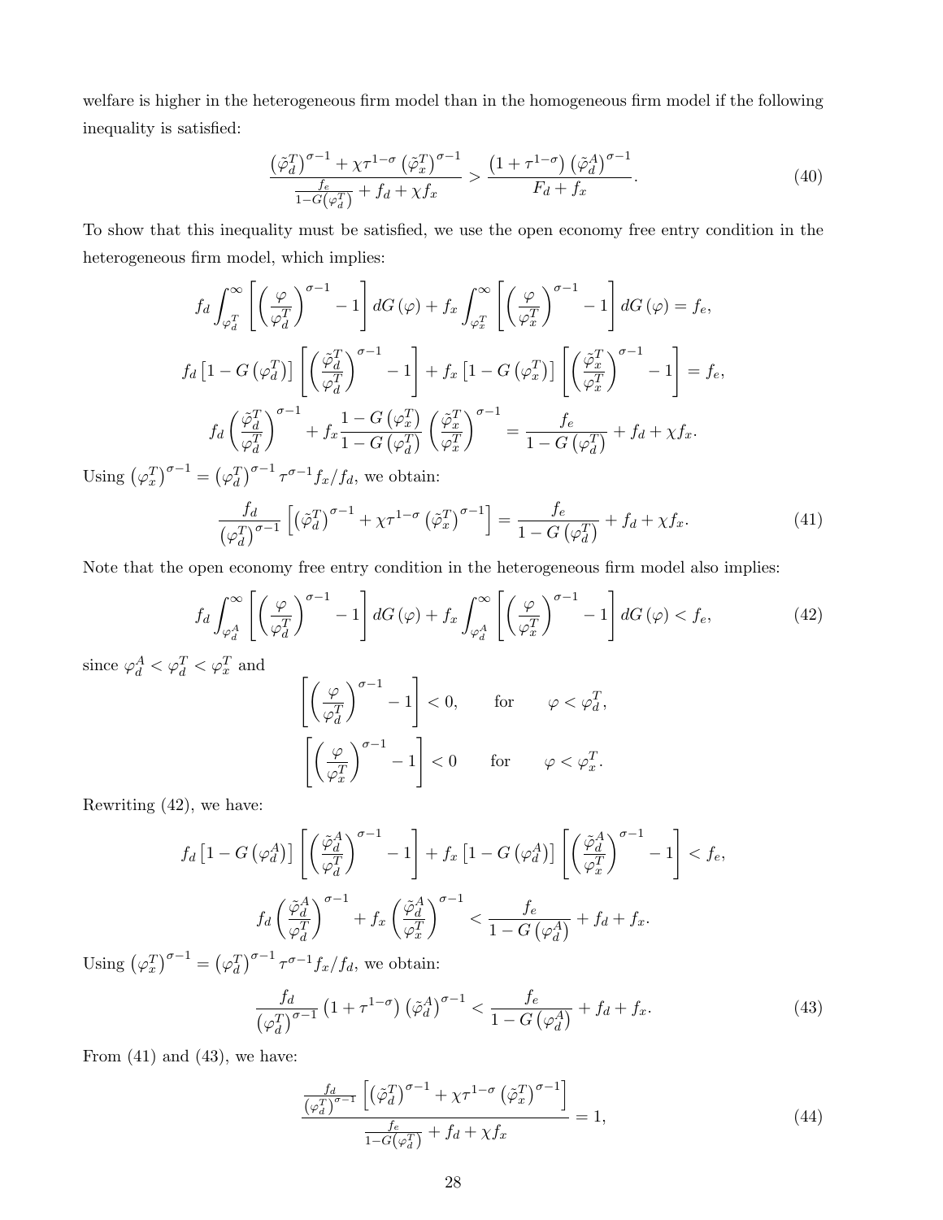welfare is higher in the heterogeneous firm model than in the homogeneous firm model if the following inequality is satisfied:

$$
\frac{\left(\tilde{\varphi}_d^T\right)^{\sigma-1} + \chi \tau^{1-\sigma} \left(\tilde{\varphi}_x^T\right)^{\sigma-1}}{\frac{f_e}{1-G\left(\varphi_d^T\right)} + f_d + \chi f_x} > \frac{\left(1+\tau^{1-\sigma}\right)\left(\tilde{\varphi}_d^A\right)^{\sigma-1}}{F_d + f_x}. \tag{40}
$$

To show that this inequality must be satisfied, we use the open economy free entry condition in the heterogeneous firm model, which implies:

$$
f_d \int_{\varphi_d^T}^{\infty} \left[\left(\frac{\varphi}{\varphi_d^T}\right)^{\sigma-1} - 1\right] dG(\varphi) + f_x \int_{\varphi_x^T}^{\infty} \left[\left(\frac{\varphi}{\varphi_x^T}\right)^{\sigma-1} - 1\right] dG(\varphi) = f_e,
$$

$$
f_d \left[1 - G\left(\varphi_d^T\right)\right] \left[\left(\frac{\tilde{\varphi}_d^T}{\varphi_d^T}\right)^{\sigma-1} - 1\right] + f_x \left[1 - G\left(\varphi_x^T\right)\right] \left[\left(\frac{\tilde{\varphi}_x^T}{\varphi_x^T}\right)^{\sigma-1} - 1\right] = f_e,
$$

$$
f_d \left(\frac{\tilde{\varphi}_d^T}{\varphi_d^T}\right)^{\sigma-1} + f_x \frac{1 - G\left(\varphi_x^T\right)}{1 - G\left(\varphi_d^T\right)} \left(\frac{\tilde{\varphi}_x^T}{\varphi_x^T}\right)^{\sigma-1} = \frac{f_e}{1 - G\left(\varphi_d^T\right)} + f_d + \chi f_x.
$$

Using $\left(\varphi_x^T\right)^{\sigma-1} = \left(\varphi_d^T\right)^{\sigma-1} \tau^{\sigma-1} f_x / f_d$, we obtain:

$$
\frac{f_d}{\left(\varphi_d^T\right)^{\sigma-1}} \left[\left(\tilde{\varphi}_d^T\right)^{\sigma-1} + \chi \tau^{1-\sigma} \left(\tilde{\varphi}_x^T\right)^{\sigma-1}\right] = \frac{f_e}{1 - G\left(\varphi_d^T\right)} + f_d + \chi f_x. \tag{41}
$$

Note that the open economy free entry condition in the heterogeneous firm model also implies:

$$
f_d \int_{\varphi_d^A}^{\infty} \left[\left(\frac{\varphi}{\varphi_d^T}\right)^{\sigma-1} - 1\right] dG(\varphi) + f_x \int_{\varphi_d^A}^{\infty} \left[\left(\frac{\varphi}{\varphi_x^T}\right)^{\sigma-1} - 1\right] dG(\varphi) < f_e, \tag{42}
$$

since $\varphi_d^A < \varphi_d^T < \varphi_x^T$ and

$$
\left[\left(\frac{\varphi}{\varphi_d^T}\right)^{\sigma-1} - 1\right] < 0, \qquad \text{for} \qquad \varphi < \varphi_d^T,
$$

$$
\left[\left(\frac{\varphi}{\varphi_x^T}\right)^{\sigma-1} - 1\right] < 0 \qquad \text{for} \qquad \varphi < \varphi_x^T.
$$

Rewriting (42), we have:

$$
f_d \left[1 - G\left(\varphi_d^A\right)\right] \left[\left(\frac{\tilde{\varphi}_d^A}{\varphi_d^T}\right)^{\sigma-1} - 1\right] + f_x \left[1 - G\left(\varphi_d^A\right)\right] \left[\left(\frac{\tilde{\varphi}_d^A}{\varphi_x^T}\right)^{\sigma-1} - 1\right] < f_e,
$$

$$
f_d \left(\frac{\tilde{\varphi}_d^A}{\varphi_d^T}\right)^{\sigma-1} + f_x \left(\frac{\tilde{\varphi}_d^A}{\varphi_x^T}\right)^{\sigma-1} < \frac{f_e}{1 - G\left(\varphi_d^A\right)} + f_d + f_x.
$$

Using $\left(\varphi_x^T\right)^{\sigma-1} = \left(\varphi_d^T\right)^{\sigma-1} \tau^{\sigma-1} f_x / f_d$, we obtain:

$$
\frac{f_d}{\left(\varphi_d^T\right)^{\sigma-1}} \left(1 + \tau^{1-\sigma}\right) \left(\tilde{\varphi}_d^A\right)^{\sigma-1} < \frac{f_e}{1 - G\left(\varphi_d^A\right)} + f_d + f_x. \tag{43}
$$

From (41) and (43), we have:

$$
\frac{\frac{f_d}{\left(\varphi_d^T\right)^{\sigma-1}} \left[\left(\tilde{\varphi}_d^T\right)^{\sigma-1} + \chi \tau^{1-\sigma} \left(\tilde{\varphi}_x^T\right)^{\sigma-1}\right]}{\frac{f_e}{1 - G\left(\varphi_d^T\right)} + f_d + \chi f_x} = 1, \tag{44}
$$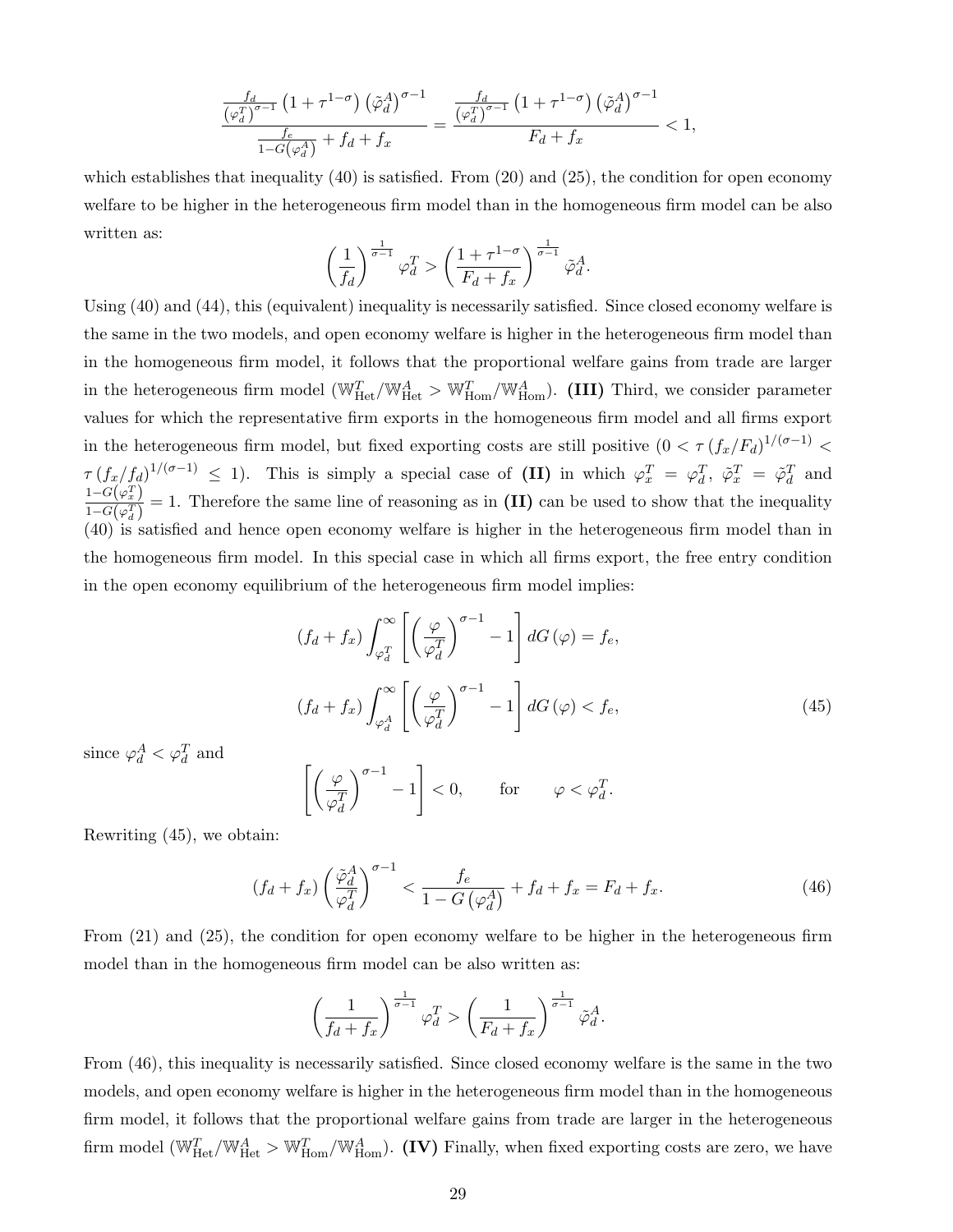$$\frac{\frac{f_d}{\left(\varphi_d^T\right)^{\sigma-1}}\left(1+\tau^{1-\sigma}\right)\left(\tilde{\varphi}_d^A\right)^{\sigma-1}}{\frac{f_e}{1-G\left(\varphi_d^A\right)}+f_d+f_x}=\frac{\frac{f_d}{\left(\varphi_d^T\right)^{\sigma-1}}\left(1+\tau^{1-\sigma}\right)\left(\tilde{\varphi}_d^A\right)^{\sigma-1}}{F_d+f_x}<1,$$

which establishes that inequality (40) is satisfied. From (20) and (25), the condition for open economy welfare to be higher in the heterogeneous firm model than in the homogeneous firm model can be also written as:

$$\left(\frac{1}{f_d}\right)^{\frac{1}{\sigma-1}}\varphi_d^T>\left(\frac{1+\tau^{1-\sigma}}{F_d+f_x}\right)^{\frac{1}{\sigma-1}}\tilde{\varphi}_d^A.$$

Using (40) and (44), this (equivalent) inequality is necessarily satisfied. Since closed economy welfare is the same in the two models, and open economy welfare is higher in the heterogeneous firm model than in the homogeneous firm model, it follows that the proportional welfare gains from trade are larger in the heterogeneous firm model ($\mathbb{W}_{\text{Het}}^T/\mathbb{W}_{\text{Het}}^A>\mathbb{W}_{\text{Hom}}^T/\mathbb{W}_{\text{Hom}}^A$). **(III)** Third, we consider parameter values for which the representative firm exports in the homogeneous firm model and all firms export in the heterogeneous firm model, but fixed exporting costs are still positive ($0<\tau\left(f_x/F_d\right)^{1/(\sigma-1)}<\tau\left(f_x/f_d\right)^{1/(\sigma-1)}\leq 1$). This is simply a special case of **(II)** in which $\varphi_x^T=\varphi_d^T$, $\tilde{\varphi}_x^T=\tilde{\varphi}_d^T$ and $\frac{1-G\left(\varphi_x^T\right)}{1-G\left(\varphi_d^T\right)}=1$. Therefore the same line of reasoning as in **(II)** can be used to show that the inequality (40) is satisfied and hence open economy welfare is higher in the heterogeneous firm model than in the homogeneous firm model. In this special case in which all firms export, the free entry condition in the open economy equilibrium of the heterogeneous firm model implies:

$$\left(f_d+f_x\right)\int_{\varphi_d^T}^{\infty}\left[\left(\frac{\varphi}{\varphi_d^T}\right)^{\sigma-1}-1\right]dG\left(\varphi\right)=f_e,$$

$$\left(f_d+f_x\right)\int_{\varphi_d^A}^{\infty}\left[\left(\frac{\varphi}{\varphi_d^T}\right)^{\sigma-1}-1\right]dG\left(\varphi\right)<f_e, \tag{45}$$

since $\varphi_d^A<\varphi_d^T$ and

$$\left[\left(\frac{\varphi}{\varphi_d^T}\right)^{\sigma-1}-1\right]<0, \qquad \text{for} \qquad \varphi<\varphi_d^T.$$

Rewriting (45), we obtain:

$$\left(f_d+f_x\right)\left(\frac{\tilde{\varphi}_d^A}{\varphi_d^T}\right)^{\sigma-1}<\frac{f_e}{1-G\left(\varphi_d^A\right)}+f_d+f_x=F_d+f_x. \tag{46}$$

From (21) and (25), the condition for open economy welfare to be higher in the heterogeneous firm model than in the homogeneous firm model can be also written as:

$$\left(\frac{1}{f_d+f_x}\right)^{\frac{1}{\sigma-1}}\varphi_d^T>\left(\frac{1}{F_d+f_x}\right)^{\frac{1}{\sigma-1}}\tilde{\varphi}_d^A.$$

From (46), this inequality is necessarily satisfied. Since closed economy welfare is the same in the two models, and open economy welfare is higher in the heterogeneous firm model than in the homogeneous firm model, it follows that the proportional welfare gains from trade are larger in the heterogeneous firm model ($\mathbb{W}_{\text{Het}}^T/\mathbb{W}_{\text{Het}}^A>\mathbb{W}_{\text{Hom}}^T/\mathbb{W}_{\text{Hom}}^A$). **(IV)** Finally, when fixed exporting costs are zero, we have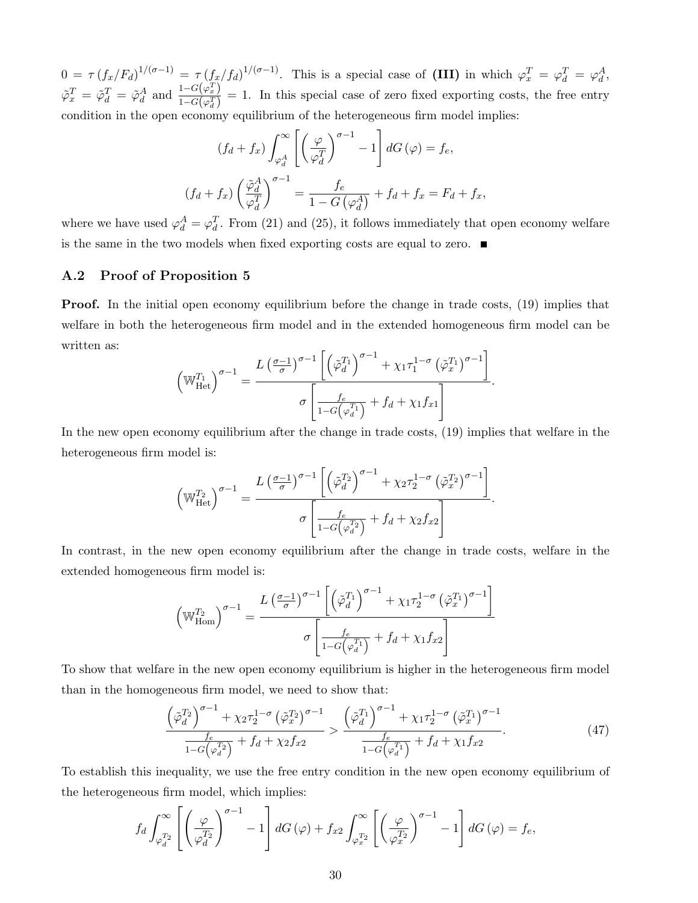$0 = \tau (f_x/F_d)^{1/(\sigma-1)} = \tau (f_x/f_d)^{1/(\sigma-1)}$. This is a special case of **(III)** in which $\varphi_x^T = \varphi_d^T = \varphi_d^A$, $\tilde{\varphi}_x^T = \tilde{\varphi}_d^T = \tilde{\varphi}_d^A$ and $\frac{1-G\left(\varphi_x^T\right)}{1-G\left(\varphi_d^T\right)} = 1$. In this special case of zero fixed exporting costs, the free entry condition in the open economy equilibrium of the heterogeneous firm model implies:

$$(f_d + f_x) \int_{\varphi_d^A}^{\infty} \left[ \left( \frac{\varphi}{\varphi_d^T} \right)^{\sigma-1} - 1 \right] dG(\varphi) = f_e,$$

$$(f_d + f_x) \left( \frac{\tilde{\varphi}_d^A}{\varphi_d^T} \right)^{\sigma-1} = \frac{f_e}{1 - G\left(\varphi_d^A\right)} + f_d + f_x = F_d + f_x,$$

where we have used $\varphi_d^A = \varphi_d^T$. From (21) and (25), it follows immediately that open economy welfare is the same in the two models when fixed exporting costs are equal to zero. ■

## A.2 Proof of Proposition 5

**Proof.** In the initial open economy equilibrium before the change in trade costs, (19) implies that welfare in both the heterogeneous firm model and in the extended homogeneous firm model can be written as:

$$\left(\mathbb{W}_{\text{Het}}^{T_1}\right)^{\sigma-1} = \frac{L\left(\frac{\sigma-1}{\sigma}\right)^{\sigma-1} \left[ \left(\tilde{\varphi}_d^{T_1}\right)^{\sigma-1} + \chi_1 \tau_1^{1-\sigma} \left(\tilde{\varphi}_x^{T_1}\right)^{\sigma-1} \right]}{\sigma \left[ \frac{f_e}{1-G\left(\varphi_d^{T_1}\right)} + f_d + \chi_1 f_{x1} \right]}.$$

In the new open economy equilibrium after the change in trade costs, (19) implies that welfare in the heterogeneous firm model is:

$$\left(\mathbb{W}_{\text{Het}}^{T_2}\right)^{\sigma-1} = \frac{L\left(\frac{\sigma-1}{\sigma}\right)^{\sigma-1} \left[ \left(\tilde{\varphi}_d^{T_2}\right)^{\sigma-1} + \chi_2 \tau_2^{1-\sigma} \left(\tilde{\varphi}_x^{T_2}\right)^{\sigma-1} \right]}{\sigma \left[ \frac{f_e}{1-G\left(\varphi_d^{T_2}\right)} + f_d + \chi_2 f_{x2} \right]}.$$

In contrast, in the new open economy equilibrium after the change in trade costs, welfare in the extended homogeneous firm model is:

$$\left(\mathbb{W}_{\text{Hom}}^{T_2}\right)^{\sigma-1} = \frac{L\left(\frac{\sigma-1}{\sigma}\right)^{\sigma-1} \left[ \left(\tilde{\varphi}_d^{T_1}\right)^{\sigma-1} + \chi_1 \tau_2^{1-\sigma} \left(\tilde{\varphi}_x^{T_1}\right)^{\sigma-1} \right]}{\sigma \left[ \frac{f_e}{1-G\left(\varphi_d^{T_1}\right)} + f_d + \chi_1 f_{x2} \right]}$$

To show that welfare in the new open economy equilibrium is higher in the heterogeneous firm model than in the homogeneous firm model, we need to show that:

$$\frac{\left(\tilde{\varphi}_d^{T_2}\right)^{\sigma-1} + \chi_2 \tau_2^{1-\sigma} \left(\tilde{\varphi}_x^{T_2}\right)^{\sigma-1}}{\frac{f_e}{1-G\left(\varphi_d^{T_2}\right)} + f_d + \chi_2 f_{x2}} > \frac{\left(\tilde{\varphi}_d^{T_1}\right)^{\sigma-1} + \chi_1 \tau_2^{1-\sigma} \left(\tilde{\varphi}_x^{T_1}\right)^{\sigma-1}}{\frac{f_e}{1-G\left(\varphi_d^{T_1}\right)} + f_d + \chi_1 f_{x2}}. \tag{47}$$

To establish this inequality, we use the free entry condition in the new open economy equilibrium of the heterogeneous firm model, which implies:

$$f_d \int_{\varphi_d^{T_2}}^{\infty} \left[ \left( \frac{\varphi}{\varphi_d^{T_2}} \right)^{\sigma-1} - 1 \right] dG(\varphi) + f_{x2} \int_{\varphi_x^{T_2}}^{\infty} \left[ \left( \frac{\varphi}{\varphi_x^{T_2}} \right)^{\sigma-1} - 1 \right] dG(\varphi) = f_e,$$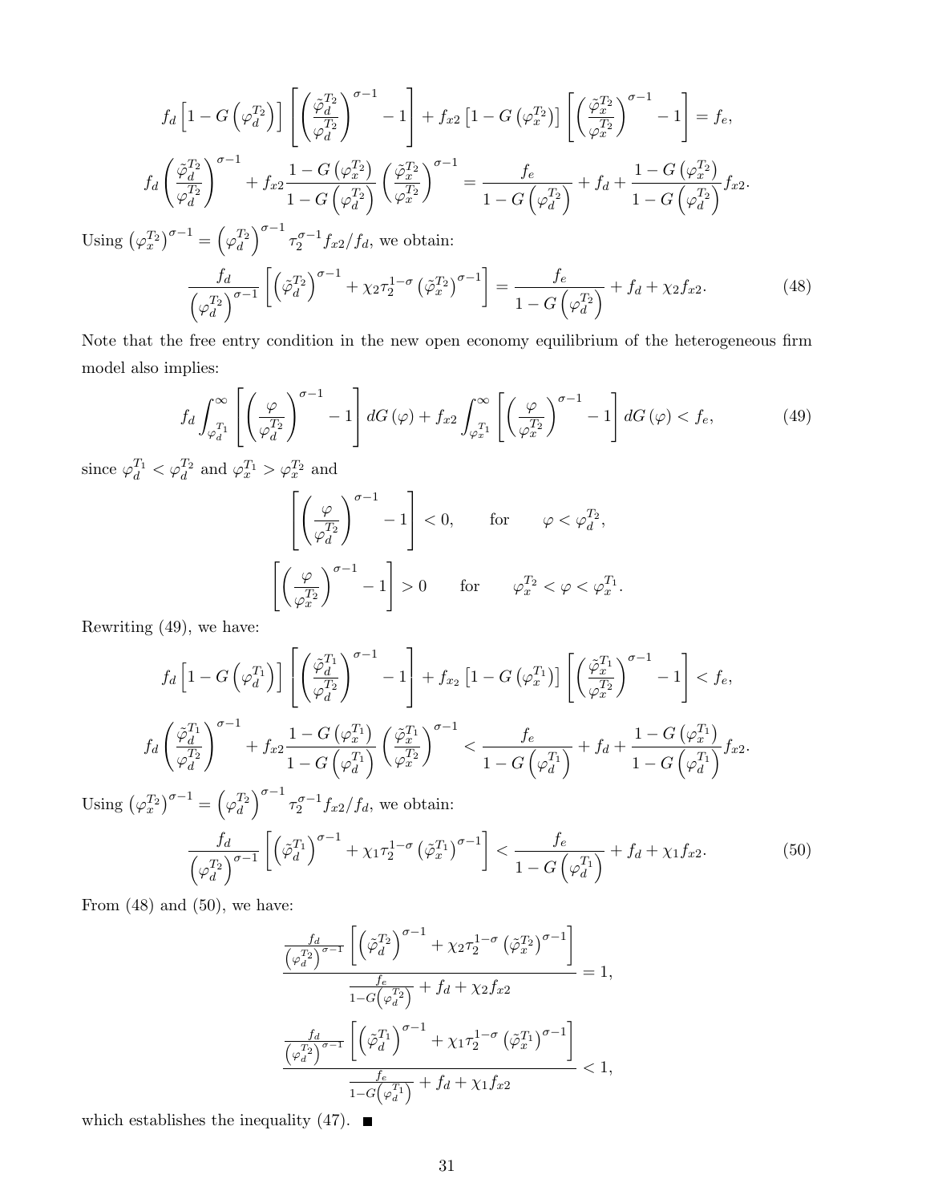$$f_d\left[1-G\left(\varphi_d^{T_2}\right)\right]\left[\left(\frac{\tilde{\varphi}_d^{T_2}}{\varphi_d^{T_2}}\right)^{\sigma-1}-1\right]+f_{x2}\left[1-G\left(\varphi_x^{T_2}\right)\right]\left[\left(\frac{\tilde{\varphi}_x^{T_2}}{\varphi_x^{T_2}}\right)^{\sigma-1}-1\right]=f_e,$$

$$f_d\left(\frac{\tilde{\varphi}_d^{T_2}}{\varphi_d^{T_2}}\right)^{\sigma-1}+f_{x2}\frac{1-G\left(\varphi_x^{T_2}\right)}{1-G\left(\varphi_d^{T_2}\right)}\left(\frac{\tilde{\varphi}_x^{T_2}}{\varphi_x^{T_2}}\right)^{\sigma-1}=\frac{f_e}{1-G\left(\varphi_d^{T_2}\right)}+f_d+\frac{1-G\left(\varphi_x^{T_2}\right)}{1-G\left(\varphi_d^{T_2}\right)}f_{x2}.$$

Using $\left(\varphi_x^{T_2}\right)^{\sigma-1}=\left(\varphi_d^{T_2}\right)^{\sigma-1}\tau_2^{\sigma-1}f_{x2}/f_d$, we obtain:

$$\frac{f_d}{\left(\varphi_d^{T_2}\right)^{\sigma-1}}\left[\left(\tilde{\varphi}_d^{T_2}\right)^{\sigma-1}+\chi_2\tau_2^{1-\sigma}\left(\tilde{\varphi}_x^{T_2}\right)^{\sigma-1}\right]=\frac{f_e}{1-G\left(\varphi_d^{T_2}\right)}+f_d+\chi_2 f_{x2}. \tag{48}$$

Note that the free entry condition in the new open economy equilibrium of the heterogeneous firm model also implies:

$$f_d\int_{\varphi_d^{T_1}}^{\infty}\left[\left(\frac{\varphi}{\varphi_d^{T_2}}\right)^{\sigma-1}-1\right]dG\left(\varphi\right)+f_{x2}\int_{\varphi_x^{T_1}}^{\infty}\left[\left(\frac{\varphi}{\varphi_x^{T_2}}\right)^{\sigma-1}-1\right]dG\left(\varphi\right)<f_e, \tag{49}$$

since $\varphi_d^{T_1}<\varphi_d^{T_2}$ and $\varphi_x^{T_1}>\varphi_x^{T_2}$ and

$$\left[\left(\frac{\varphi}{\varphi_d^{T_2}}\right)^{\sigma-1}-1\right]<0, \qquad \text{for} \qquad \varphi<\varphi_d^{T_2},$$

$$\left[\left(\frac{\varphi}{\varphi_x^{T_2}}\right)^{\sigma-1}-1\right]>0 \qquad \text{for} \qquad \varphi_x^{T_2}<\varphi<\varphi_x^{T_1}.$$

Rewriting (49), we have:

$$f_d\left[1-G\left(\varphi_d^{T_1}\right)\right]\left[\left(\frac{\tilde{\varphi}_d^{T_1}}{\varphi_d^{T_2}}\right)^{\sigma-1}-1\right]+f_{x_2}\left[1-G\left(\varphi_x^{T_1}\right)\right]\left[\left(\frac{\tilde{\varphi}_x^{T_1}}{\varphi_x^{T_2}}\right)^{\sigma-1}-1\right]<f_e,$$

$$f_d\left(\frac{\tilde{\varphi}_d^{T_1}}{\varphi_d^{T_2}}\right)^{\sigma-1}+f_{x2}\frac{1-G\left(\varphi_x^{T_1}\right)}{1-G\left(\varphi_d^{T_1}\right)}\left(\frac{\tilde{\varphi}_x^{T_1}}{\varphi_x^{T_2}}\right)^{\sigma-1}<\frac{f_e}{1-G\left(\varphi_d^{T_1}\right)}+f_d+\frac{1-G\left(\varphi_x^{T_1}\right)}{1-G\left(\varphi_d^{T_1}\right)}f_{x2}.$$

Using $\left(\varphi_x^{T_2}\right)^{\sigma-1}=\left(\varphi_d^{T_2}\right)^{\sigma-1}\tau_2^{\sigma-1}f_{x2}/f_d$, we obtain:

$$\frac{f_d}{\left(\varphi_d^{T_2}\right)^{\sigma-1}}\left[\left(\tilde{\varphi}_d^{T_1}\right)^{\sigma-1}+\chi_1\tau_2^{1-\sigma}\left(\tilde{\varphi}_x^{T_1}\right)^{\sigma-1}\right]<\frac{f_e}{1-G\left(\varphi_d^{T_1}\right)}+f_d+\chi_1 f_{x2}. \tag{50}$$

From (48) and (50), we have:

$$\frac{\frac{f_d}{\left(\varphi_d^{T_2}\right)^{\sigma-1}}\left[\left(\tilde{\varphi}_d^{T_2}\right)^{\sigma-1}+\chi_2\tau_2^{1-\sigma}\left(\tilde{\varphi}_x^{T_2}\right)^{\sigma-1}\right]}{\frac{f_e}{1-G\left(\varphi_d^{T_2}\right)}+f_d+\chi_2 f_{x2}}=1,$$

$$\frac{\frac{f_d}{\left(\varphi_d^{T_2}\right)^{\sigma-1}}\left[\left(\tilde{\varphi}_d^{T_1}\right)^{\sigma-1}+\chi_1\tau_2^{1-\sigma}\left(\tilde{\varphi}_x^{T_1}\right)^{\sigma-1}\right]}{\frac{f_e}{1-G\left(\varphi_d^{T_1}\right)}+f_d+\chi_1 f_{x2}}<1,$$

which establishes the inequality (47). ■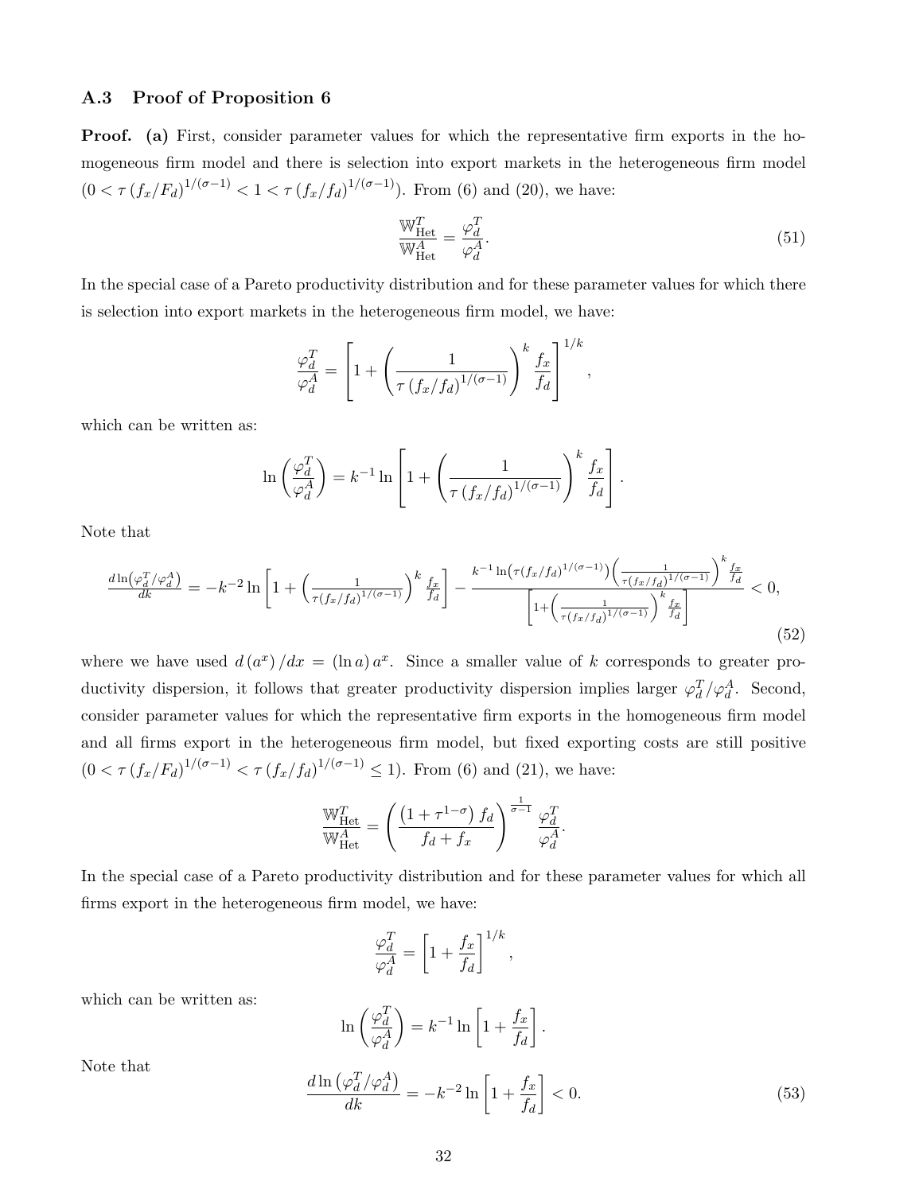### A.3 Proof of Proposition 6

**Proof. (a)** First, consider parameter values for which the representative firm exports in the homogeneous firm model and there is selection into export markets in the heterogeneous firm model $(0 < \tau (f_x/F_d)^{1/(\sigma-1)} < 1 < \tau (f_x/f_d)^{1/(\sigma-1)})$. From (6) and (20), we have:

$$\frac{\mathbb{W}^T_{\text{Het}}}{\mathbb{W}^A_{\text{Het}}} = \frac{\varphi^T_d}{\varphi^A_d}. \tag{51}$$

In the special case of a Pareto productivity distribution and for these parameter values for which there is selection into export markets in the heterogeneous firm model, we have:

$$\frac{\varphi^T_d}{\varphi^A_d} = \left[1 + \left(\frac{1}{\tau (f_x/f_d)^{1/(\sigma-1)}}\right)^k \frac{f_x}{f_d}\right]^{1/k},$$

which can be written as:

$$\ln\left(\frac{\varphi^T_d}{\varphi^A_d}\right) = k^{-1} \ln\left[1 + \left(\frac{1}{\tau (f_x/f_d)^{1/(\sigma-1)}}\right)^k \frac{f_x}{f_d}\right].$$

Note that

$$\frac{d\ln\left(\varphi^T_d/\varphi^A_d\right)}{dk} = -k^{-2}\ln\left[1 + \left(\frac{1}{\tau (f_x/f_d)^{1/(\sigma-1)}}\right)^k \frac{f_x}{f_d}\right] - \frac{k^{-1}\ln\left(\tau (f_x/f_d)^{1/(\sigma-1)}\right)\left(\frac{1}{\tau (f_x/f_d)^{1/(\sigma-1)}}\right)^k \frac{f_x}{f_d}}{\left[1 + \left(\frac{1}{\tau (f_x/f_d)^{1/(\sigma-1)}}\right)^k \frac{f_x}{f_d}\right]} < 0, \tag{52}$$

where we have used $d(a^x)/dx = (\ln a)\, a^x$. Since a smaller value of $k$ corresponds to greater productivity dispersion, it follows that greater productivity dispersion implies larger $\varphi^T_d/\varphi^A_d$. Second, consider parameter values for which the representative firm exports in the homogeneous firm model and all firms export in the heterogeneous firm model, but fixed exporting costs are still positive $(0 < \tau (f_x/F_d)^{1/(\sigma-1)} < \tau (f_x/f_d)^{1/(\sigma-1)} \leq 1)$. From (6) and (21), we have:

$$\frac{\mathbb{W}^T_{\text{Het}}}{\mathbb{W}^A_{\text{Het}}} = \left(\frac{\left(1 + \tau^{1-\sigma}\right) f_d}{f_d + f_x}\right)^{\frac{1}{\sigma-1}} \frac{\varphi^T_d}{\varphi^A_d}.$$

In the special case of a Pareto productivity distribution and for these parameter values for which all firms export in the heterogeneous firm model, we have:

$$\frac{\varphi^T_d}{\varphi^A_d} = \left[1 + \frac{f_x}{f_d}\right]^{1/k},$$

which can be written as:

$$\ln\left(\frac{\varphi^T_d}{\varphi^A_d}\right) = k^{-1} \ln\left[1 + \frac{f_x}{f_d}\right].$$

Note that

$$\frac{d\ln\left(\varphi^T_d/\varphi^A_d\right)}{dk} = -k^{-2}\ln\left[1 + \frac{f_x}{f_d}\right] < 0. \tag{53}$$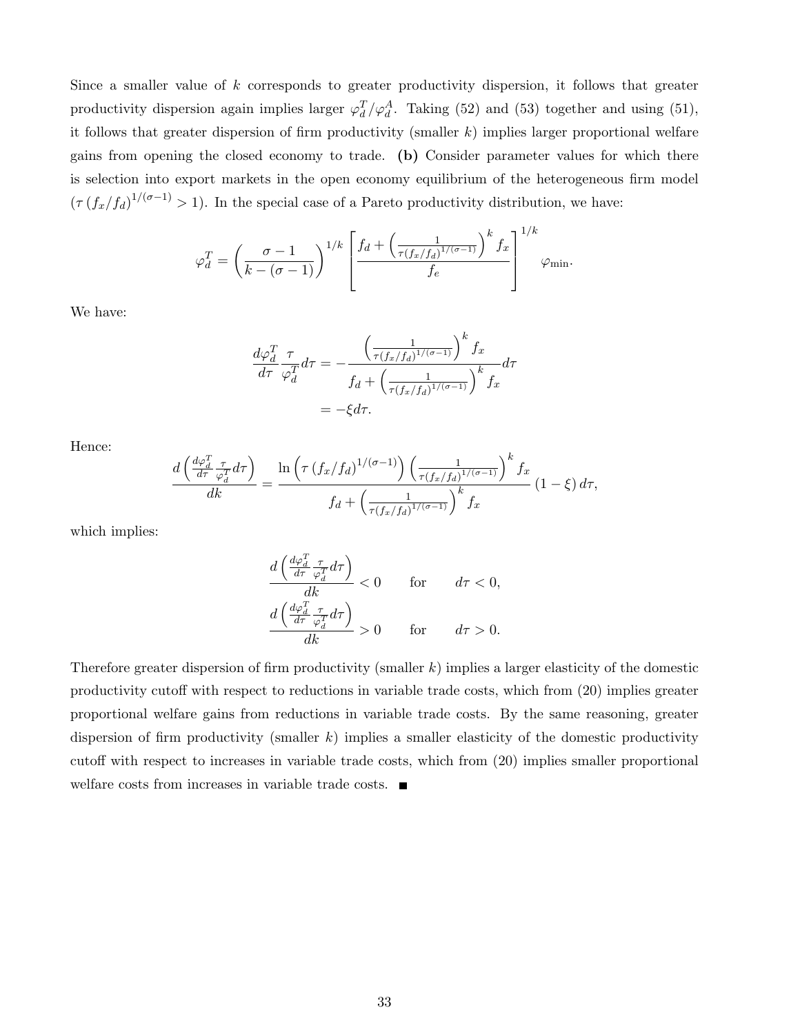Since a smaller value of $k$ corresponds to greater productivity dispersion, it follows that greater productivity dispersion again implies larger $\varphi_d^T/\varphi_d^A$. Taking (52) and (53) together and using (51), it follows that greater dispersion of firm productivity (smaller $k$) implies larger proportional welfare gains from opening the closed economy to trade. **(b)** Consider parameter values for which there is selection into export markets in the open economy equilibrium of the heterogeneous firm model ($\tau\left(f_x/f_d\right)^{1/(\sigma-1)} > 1$). In the special case of a Pareto productivity distribution, we have:

$$\varphi_d^T = \left(\frac{\sigma-1}{k-(\sigma-1)}\right)^{1/k}\left[\frac{f_d + \left(\frac{1}{\tau(f_x/f_d)^{1/(\sigma-1)}}\right)^k f_x}{f_e}\right]^{1/k}\varphi_{\min}.$$

We have:

$$\begin{aligned}
\frac{d\varphi_d^T}{d\tau}\frac{\tau}{\varphi_d^T}d\tau &= -\frac{\left(\frac{1}{\tau(f_x/f_d)^{1/(\sigma-1)}}\right)^k f_x}{f_d + \left(\frac{1}{\tau(f_x/f_d)^{1/(\sigma-1)}}\right)^k f_x}d\tau \\
&= -\xi d\tau.
\end{aligned}$$

Hence:

$$\frac{d\left(\frac{d\varphi_d^T}{d\tau}\frac{\tau}{\varphi_d^T}d\tau\right)}{dk} = \frac{\ln\left(\tau\left(f_x/f_d\right)^{1/(\sigma-1)}\right)\left(\frac{1}{\tau(f_x/f_d)^{1/(\sigma-1)}}\right)^k f_x}{f_d + \left(\frac{1}{\tau(f_x/f_d)^{1/(\sigma-1)}}\right)^k f_x}\left(1-\xi\right)d\tau,$$

which implies:

$$\begin{aligned}
\frac{d\left(\frac{d\varphi_d^T}{d\tau}\frac{\tau}{\varphi_d^T}d\tau\right)}{dk} &< 0 \qquad \text{for} \qquad d\tau < 0, \\
\frac{d\left(\frac{d\varphi_d^T}{d\tau}\frac{\tau}{\varphi_d^T}d\tau\right)}{dk} &> 0 \qquad \text{for} \qquad d\tau > 0.
\end{aligned}$$

Therefore greater dispersion of firm productivity (smaller $k$) implies a larger elasticity of the domestic productivity cutoff with respect to reductions in variable trade costs, which from (20) implies greater proportional welfare gains from reductions in variable trade costs. By the same reasoning, greater dispersion of firm productivity (smaller $k$) implies a smaller elasticity of the domestic productivity cutoff with respect to increases in variable trade costs, which from (20) implies smaller proportional welfare costs from increases in variable trade costs. ■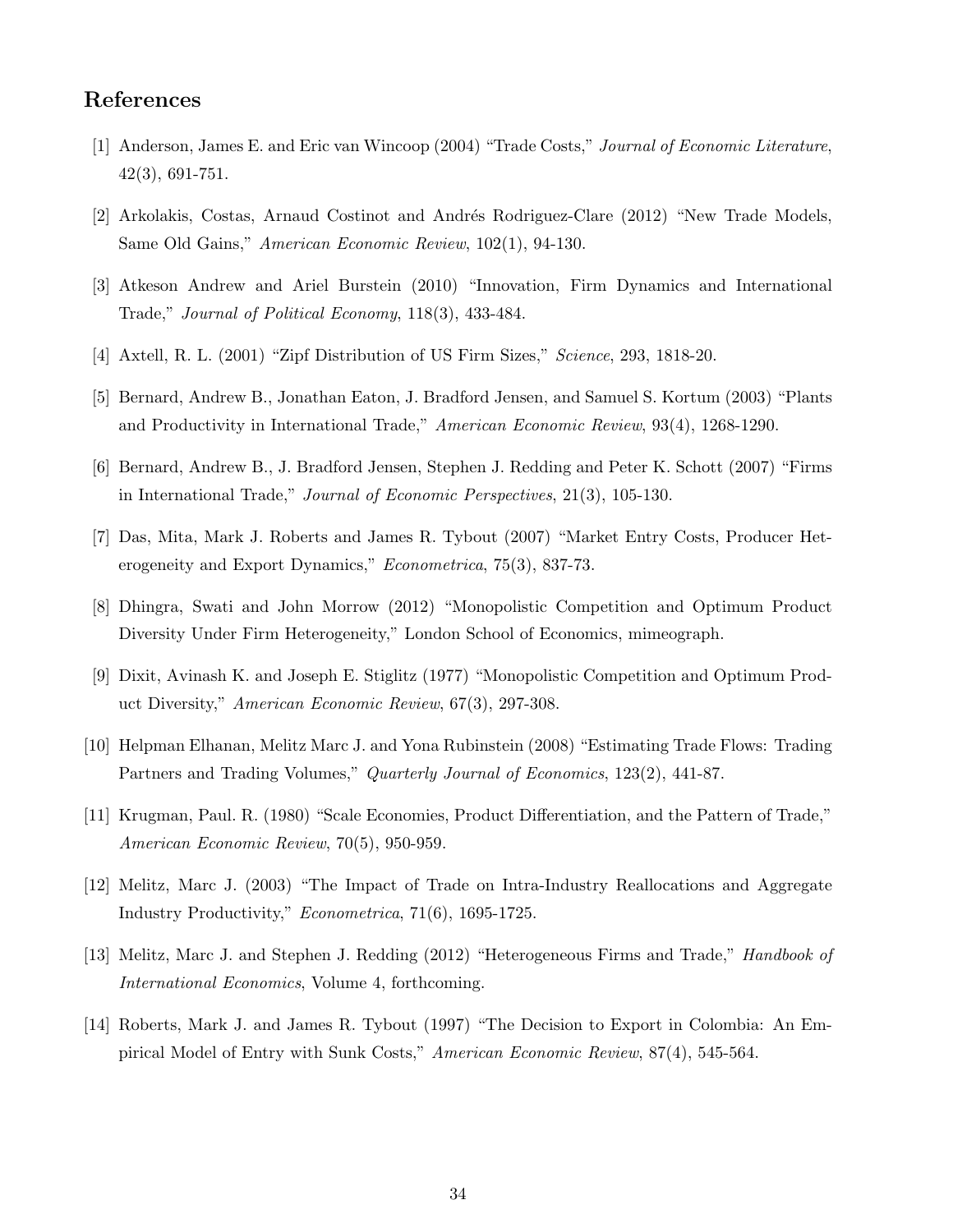## References

[1] Anderson, James E. and Eric van Wincoop (2004) "Trade Costs," *Journal of Economic Literature*, 42(3), 691-751.

[2] Arkolakis, Costas, Arnaud Costinot and Andrés Rodriguez-Clare (2012) "New Trade Models, Same Old Gains," *American Economic Review*, 102(1), 94-130.

[3] Atkeson Andrew and Ariel Burstein (2010) "Innovation, Firm Dynamics and International Trade," *Journal of Political Economy*, 118(3), 433-484.

[4] Axtell, R. L. (2001) "Zipf Distribution of US Firm Sizes," *Science*, 293, 1818-20.

[5] Bernard, Andrew B., Jonathan Eaton, J. Bradford Jensen, and Samuel S. Kortum (2003) "Plants and Productivity in International Trade," *American Economic Review*, 93(4), 1268-1290.

[6] Bernard, Andrew B., J. Bradford Jensen, Stephen J. Redding and Peter K. Schott (2007) "Firms in International Trade," *Journal of Economic Perspectives*, 21(3), 105-130.

[7] Das, Mita, Mark J. Roberts and James R. Tybout (2007) "Market Entry Costs, Producer Heterogeneity and Export Dynamics," *Econometrica*, 75(3), 837-73.

[8] Dhingra, Swati and John Morrow (2012) "Monopolistic Competition and Optimum Product Diversity Under Firm Heterogeneity," London School of Economics, mimeograph.

[9] Dixit, Avinash K. and Joseph E. Stiglitz (1977) "Monopolistic Competition and Optimum Product Diversity," *American Economic Review*, 67(3), 297-308.

[10] Helpman Elhanan, Melitz Marc J. and Yona Rubinstein (2008) "Estimating Trade Flows: Trading Partners and Trading Volumes," *Quarterly Journal of Economics*, 123(2), 441-87.

[11] Krugman, Paul. R. (1980) "Scale Economies, Product Differentiation, and the Pattern of Trade," *American Economic Review*, 70(5), 950-959.

[12] Melitz, Marc J. (2003) "The Impact of Trade on Intra-Industry Reallocations and Aggregate Industry Productivity," *Econometrica*, 71(6), 1695-1725.

[13] Melitz, Marc J. and Stephen J. Redding (2012) "Heterogeneous Firms and Trade," *Handbook of International Economics*, Volume 4, forthcoming.

[14] Roberts, Mark J. and James R. Tybout (1997) "The Decision to Export in Colombia: An Empirical Model of Entry with Sunk Costs," *American Economic Review*, 87(4), 545-564.